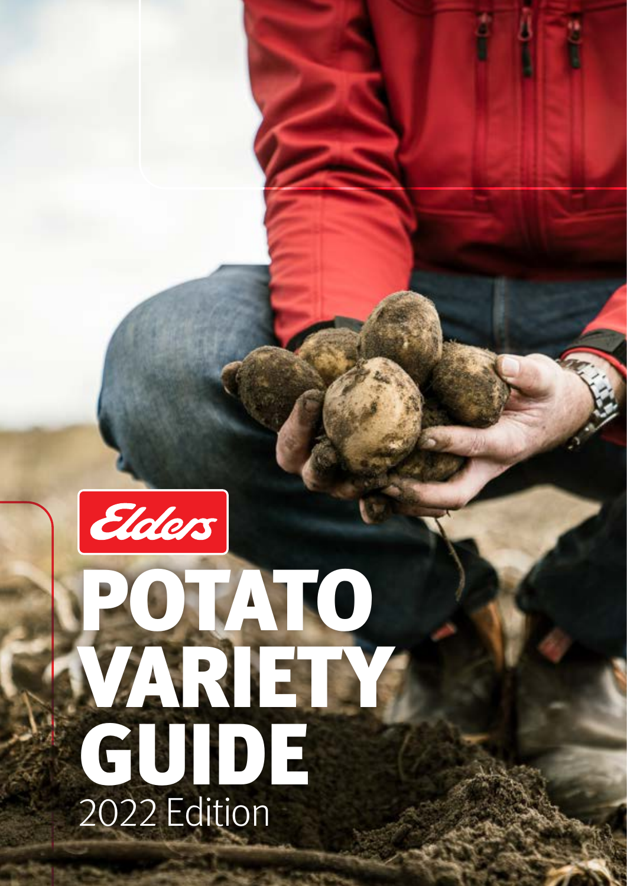Elders

# POTATO VARIETY GUIDE

2022 Edition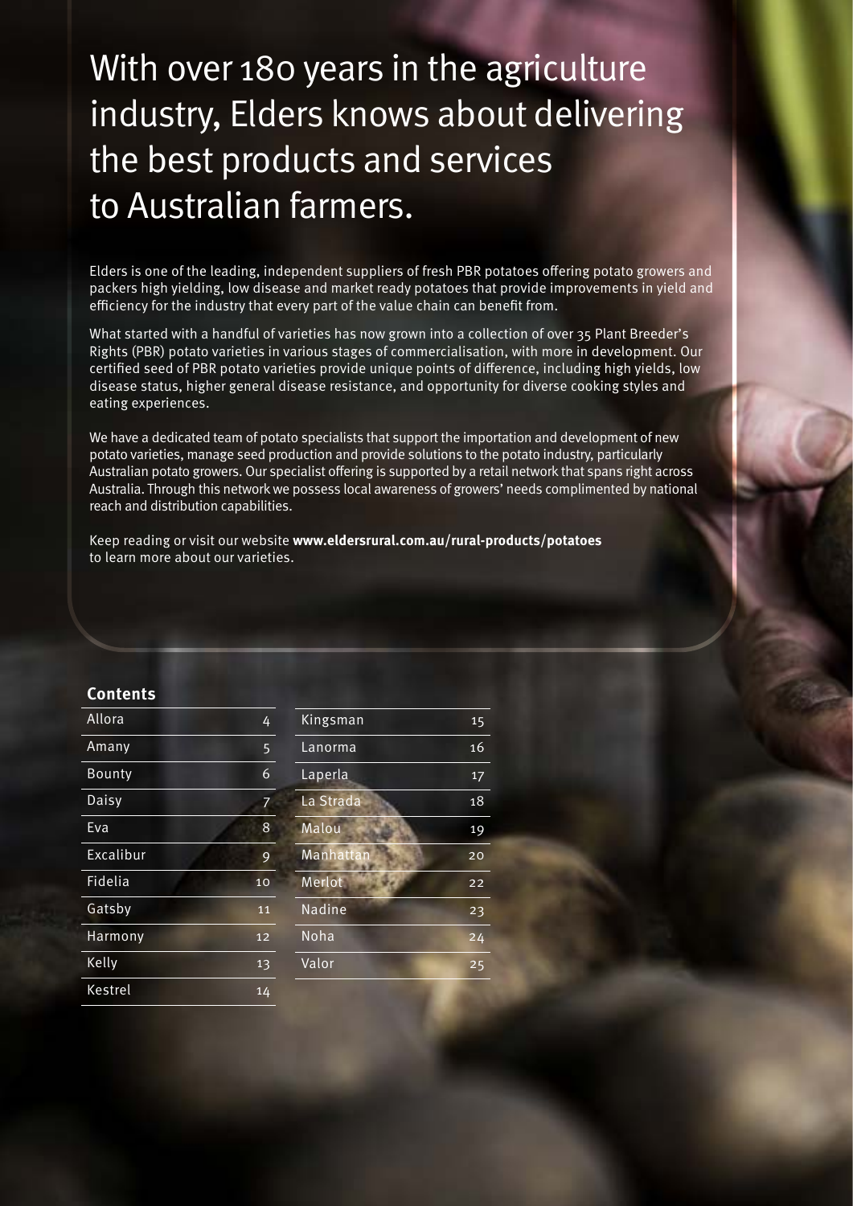# With over 180 years in the agriculture industry, Elders knows about delivering the best products and services to Australian farmers.

Elders is one of the leading, independent suppliers of fresh PBR potatoes offering potato growers and packers high yielding, low disease and market ready potatoes that provide improvements in yield and efficiency for the industry that every part of the value chain can benefit from.

What started with a handful of varieties has now grown into a collection of over 35 Plant Breeder's Rights (PBR) potato varieties in various stages of commercialisation, with more in development. Our certified seed of PBR potato varieties provide unique points of difference, including high yields, low disease status, higher general disease resistance, and opportunity for diverse cooking styles and eating experiences.

We have a dedicated team of potato specialists that support the importation and development of new potato varieties, manage seed production and provide solutions to the potato industry, particularly Australian potato growers. Our specialist offering is supported by a retail network that spans right across Australia. Through this network we possess local awareness of growers' needs complimented by national reach and distribution capabilities.

Keep reading or visit our website **www.eldersrural.com.au/rural-products/potatoes** to learn more about our varieties.

## Contents

| Variety | Page |
|---|---|
| Allora | 4 |
| Amany | 5 |
| Bounty | 6 |
| Daisy | 7 |
| Eva | 8 |
| Excalibur | 9 |
| Fidelia | 10 |
| Gatsby | 11 |
| Harmony | 12 |
| Kelly | 13 |
| Kestrel | 14 |
| Kingsman | 15 |
| Lanorma | 16 |
| Laperla | 17 |
| La Strada | 18 |
| Malou | 19 |
| Manhattan | 20 |
| Merlot | 22 |
| Nadine | 23 |
| Noha | 24 |
| Valor | 25 |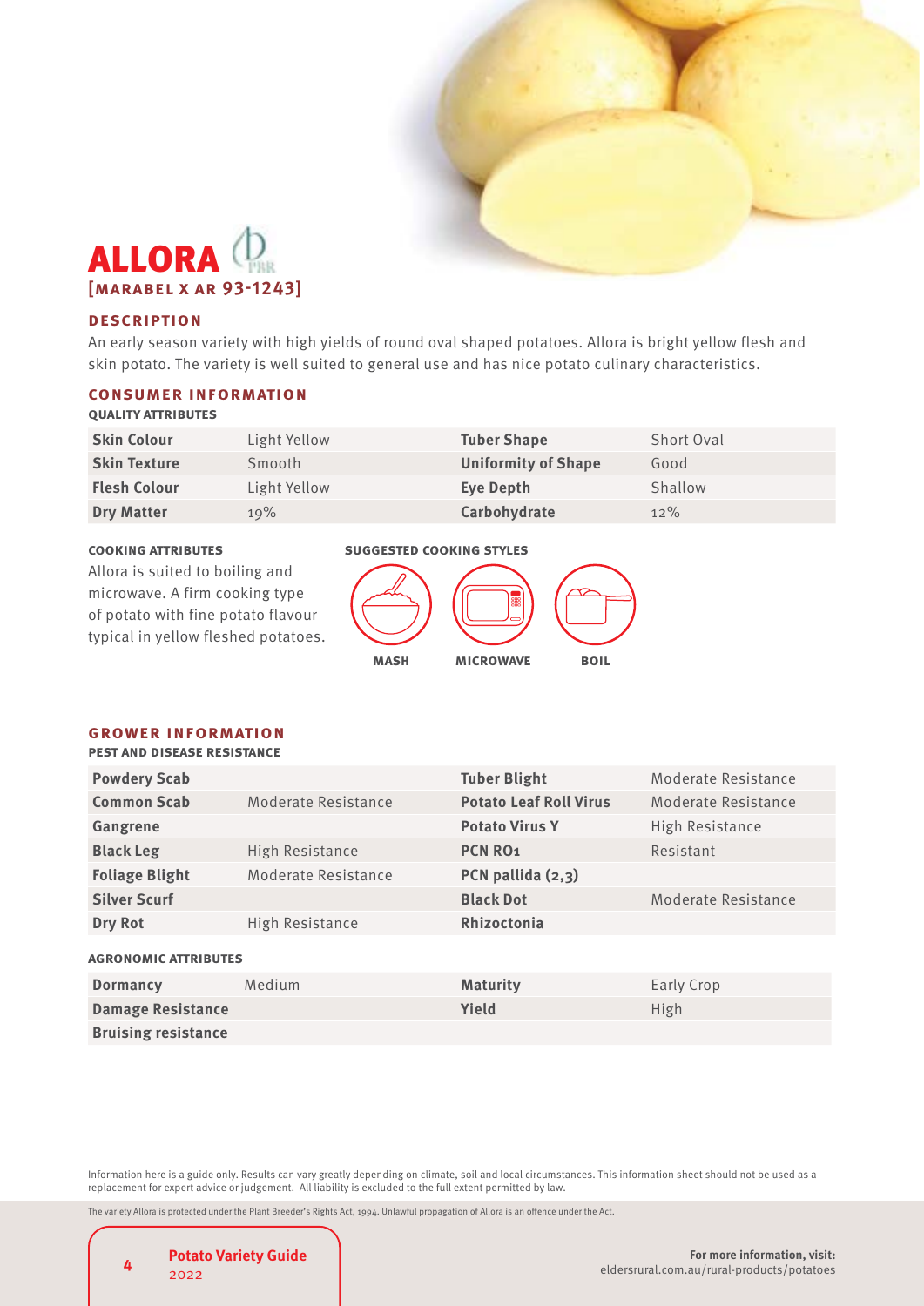# ALLORA

## [MARABEL X AR 93-1243]

### DESCRIPTION

An early season variety with high yields of round oval shaped potatoes. Allora is bright yellow flesh and skin potato. The variety is well suited to general use and has nice potato culinary characteristics.

### CONSUMER INFORMATION

**QUALITY ATTRIBUTES**

| | | | |
|---|---|---|---|
| **Skin Colour** | Light Yellow | **Tuber Shape** | Short Oval |
| **Skin Texture** | Smooth | **Uniformity of Shape** | Good |
| **Flesh Colour** | Light Yellow | **Eye Depth** | Shallow |
| **Dry Matter** | 19% | **Carbohydrate** | 12% |

**COOKING ATTRIBUTES**

Allora is suited to boiling and microwave. A firm cooking type of potato with fine potato flavour typical in yellow fleshed potatoes.

**SUGGESTED COOKING STYLES**

MASH MICROWAVE BOIL

### GROWER INFORMATION

**PEST AND DISEASE RESISTANCE**

| | | | |
|---|---|---|---|
| **Powdery Scab** | | **Tuber Blight** | Moderate Resistance |
| **Common Scab** | Moderate Resistance | **Potato Leaf Roll Virus** | Moderate Resistance |
| **Gangrene** | | **Potato Virus Y** | High Resistance |
| **Black Leg** | High Resistance | **PCN RO1** | Resistant |
| **Foliage Blight** | Moderate Resistance | **PCN pallida (2,3)** | |
| **Silver Scurf** | | **Black Dot** | Moderate Resistance |
| **Dry Rot** | High Resistance | **Rhizoctonia** | |

**AGRONOMIC ATTRIBUTES**

| | | | |
|---|---|---|---|
| **Dormancy** | Medium | **Maturity** | Early Crop |
| **Damage Resistance** | | **Yield** | High |
| **Bruising resistance** | | | |

Information here is a guide only. Results can vary greatly depending on climate, soil and local circumstances. This information sheet should not be used as a replacement for expert advice or judgement. All liability is excluded to the full extent permitted by law.

The variety Allora is protected under the Plant Breeder's Rights Act, 1994. Unlawful propagation of Allora is an offence under the Act.

**For more information, visit:**
eldersrural.com.au/rural-products/potatoes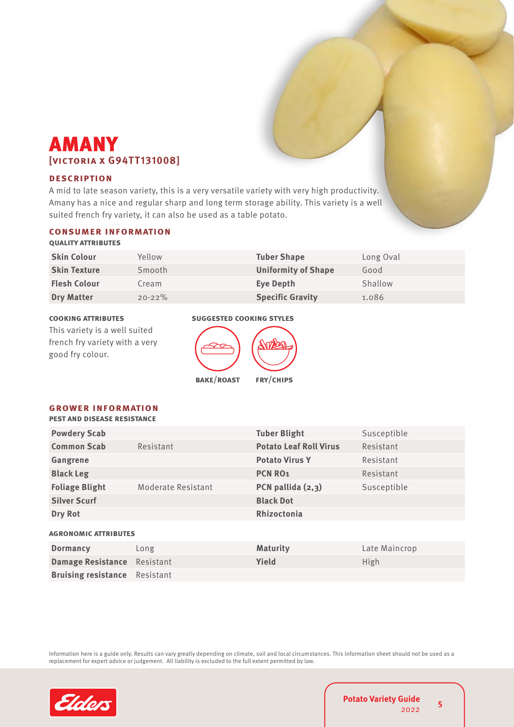# AMANY

## [VICTORIA X G94TT131008]

### DESCRIPTION

A mid to late season variety, this is a very versatile variety with very high productivity. Amany has a nice and regular sharp and long term storage ability. This variety is a well suited french fry variety, it can also be used as a table potato.

### CONSUMER INFORMATION

**QUALITY ATTRIBUTES**

| | | | |
|---|---|---|---|
| **Skin Colour** | Yellow | **Tuber Shape** | Long Oval |
| **Skin Texture** | Smooth | **Uniformity of Shape** | Good |
| **Flesh Colour** | Cream | **Eye Depth** | Shallow |
| **Dry Matter** | 20-22% | **Specific Gravity** | 1.086 |

**COOKING ATTRIBUTES**

This variety is a well suited french fry variety with a very good fry colour.

**SUGGESTED COOKING STYLES**

BAKE/ROAST

FRY/CHIPS

### GROWER INFORMATION

**PEST AND DISEASE RESISTANCE**

| | | | |
|---|---|---|---|
| **Powdery Scab** | | **Tuber Blight** | Susceptible |
| **Common Scab** | Resistant | **Potato Leaf Roll Virus** | Resistant |
| **Gangrene** | | **Potato Virus Y** | Resistant |
| **Black Leg** | | **PCN RO1** | Resistant |
| **Foliage Blight** | Moderate Resistant | **PCN pallida (2,3)** | Susceptible |
| **Silver Scurf** | | **Black Dot** | |
| **Dry Rot** | | **Rhizoctonia** | |

**AGRONOMIC ATTRIBUTES**

| | | | |
|---|---|---|---|
| **Dormancy** | Long | **Maturity** | Late Maincrop |
| **Damage Resistance** | Resistant | **Yield** | High |
| **Bruising resistance** | Resistant | | |

Information here is a guide only. Results can vary greatly depending on climate, soil and local circumstances. This information sheet should not be used as a replacement for expert advice or judgement. All liability is excluded to the full extent permitted by law.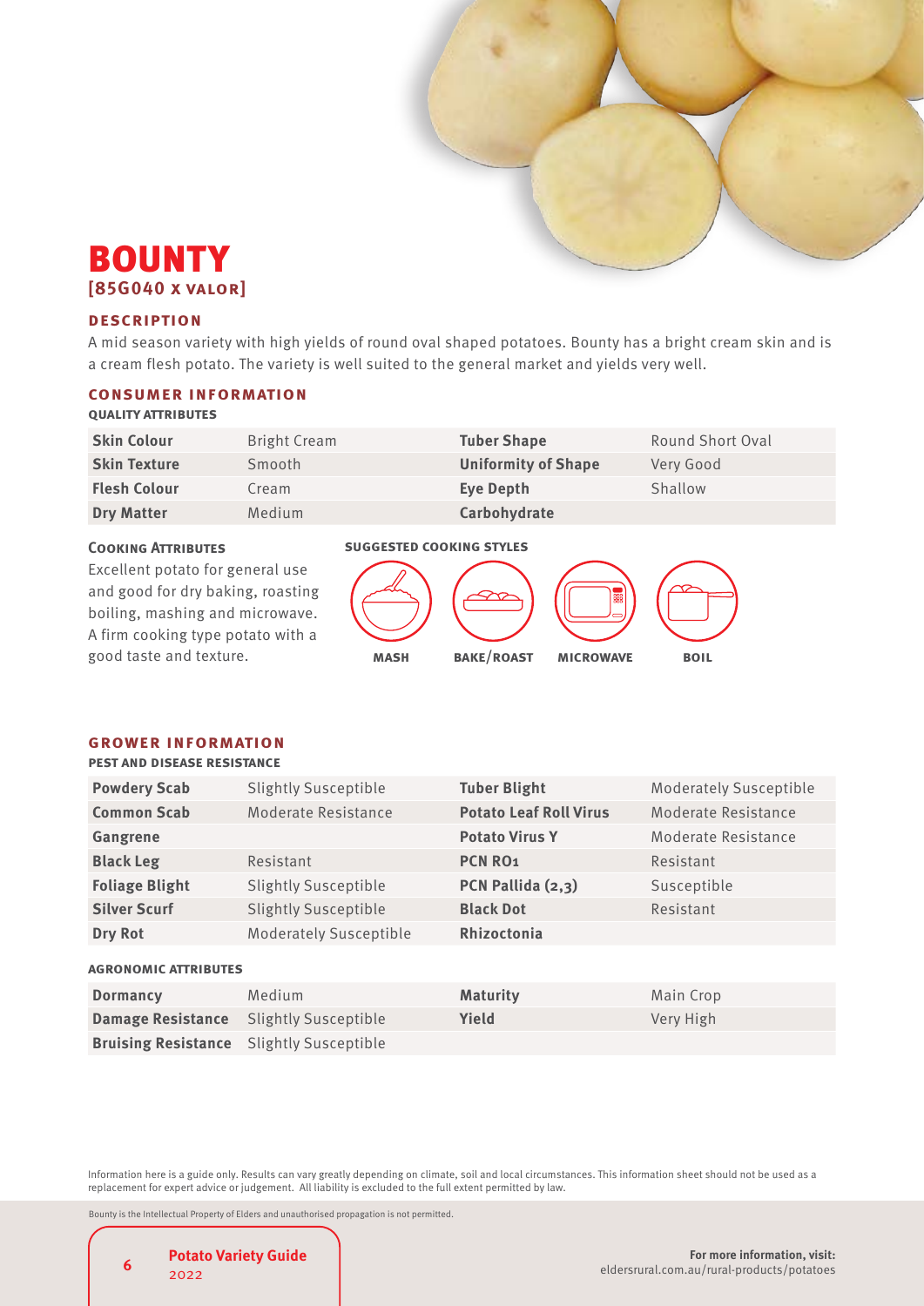# BOUNTY

**[85G040 x VALOR]**

## DESCRIPTION

A mid season variety with high yields of round oval shaped potatoes. Bounty has a bright cream skin and is a cream flesh potato. The variety is well suited to the general market and yields very well.

## CONSUMER INFORMATION

### QUALITY ATTRIBUTES

| | | | |
|---|---|---|---|
| **Skin Colour** | Bright Cream | **Tuber Shape** | Round Short Oval |
| **Skin Texture** | Smooth | **Uniformity of Shape** | Very Good |
| **Flesh Colour** | Cream | **Eye Depth** | Shallow |
| **Dry Matter** | Medium | **Carbohydrate** | |

### COOKING ATTRIBUTES

Excellent potato for general use and good for dry baking, roasting boiling, mashing and microwave. A firm cooking type potato with a good taste and texture.

### SUGGESTED COOKING STYLES

MASH, BAKE/ROAST, MICROWAVE, BOIL

## GROWER INFORMATION

### PEST AND DISEASE RESISTANCE

| | | | |
|---|---|---|---|
| **Powdery Scab** | Slightly Susceptible | **Tuber Blight** | Moderately Susceptible |
| **Common Scab** | Moderate Resistance | **Potato Leaf Roll Virus** | Moderate Resistance |
| **Gangrene** | | **Potato Virus Y** | Moderate Resistance |
| **Black Leg** | Resistant | **PCN RO1** | Resistant |
| **Foliage Blight** | Slightly Susceptible | **PCN Pallida (2,3)** | Susceptible |
| **Silver Scurf** | Slightly Susceptible | **Black Dot** | Resistant |
| **Dry Rot** | Moderately Susceptible | **Rhizoctonia** | |

### AGRONOMIC ATTRIBUTES

| | | | |
|---|---|---|---|
| **Dormancy** | Medium | **Maturity** | Main Crop |
| **Damage Resistance** | Slightly Susceptible | **Yield** | Very High |
| **Bruising Resistance** | Slightly Susceptible | | |

Information here is a guide only. Results can vary greatly depending on climate, soil and local circumstances. This information sheet should not be used as a replacement for expert advice or judgement. All liability is excluded to the full extent permitted by law.

Bounty is the Intellectual Property of Elders and unauthorised propagation is not permitted.

**For more information, visit:**
eldersrural.com.au/rural-products/potatoes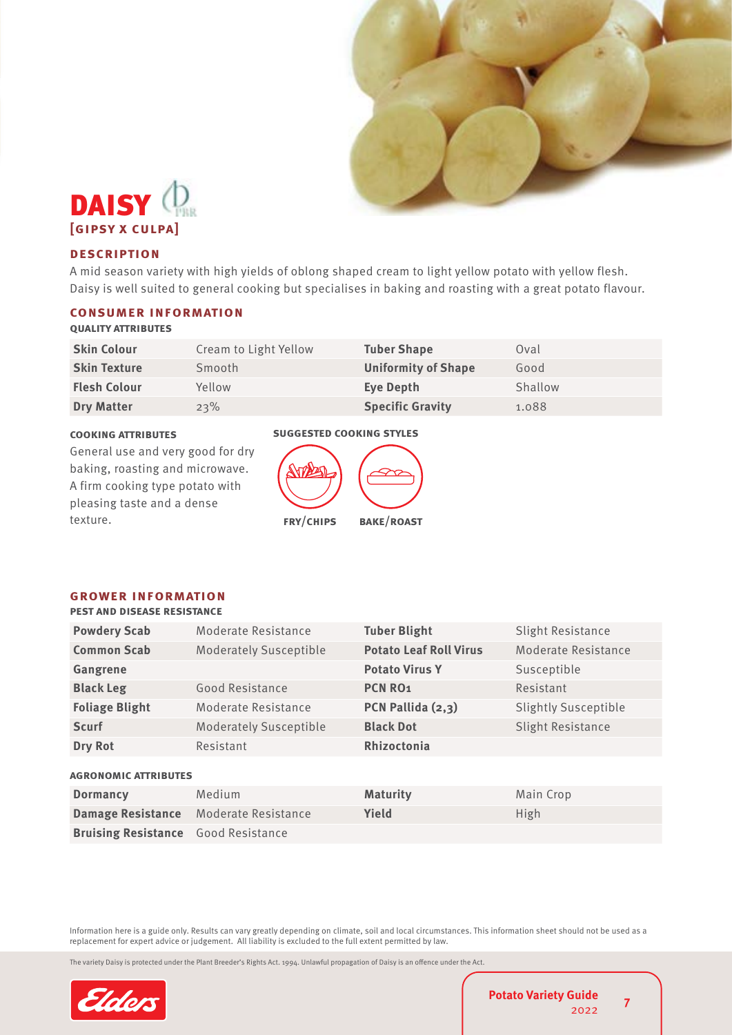# DAISY

## [GIPSY X CULPA]

### DESCRIPTION

A mid season variety with high yields of oblong shaped cream to light yellow potato with yellow flesh. Daisy is well suited to general cooking but specialises in baking and roasting with a great potato flavour.

### CONSUMER INFORMATION

**QUALITY ATTRIBUTES**

| | | | |
|---|---|---|---|
| **Skin Colour** | Cream to Light Yellow | **Tuber Shape** | Oval |
| **Skin Texture** | Smooth | **Uniformity of Shape** | Good |
| **Flesh Colour** | Yellow | **Eye Depth** | Shallow |
| **Dry Matter** | 23% | **Specific Gravity** | 1.088 |

**COOKING ATTRIBUTES**

General use and very good for dry baking, roasting and microwave. A firm cooking type potato with pleasing taste and a dense texture.

**SUGGESTED COOKING STYLES**

FRY/CHIPS BAKE/ROAST

### GROWER INFORMATION

**PEST AND DISEASE RESISTANCE**

| | | | |
|---|---|---|---|
| **Powdery Scab** | Moderate Resistance | **Tuber Blight** | Slight Resistance |
| **Common Scab** | Moderately Susceptible | **Potato Leaf Roll Virus** | Moderate Resistance |
| **Gangrene** | | **Potato Virus Y** | Susceptible |
| **Black Leg** | Good Resistance | **PCN RO1** | Resistant |
| **Foliage Blight** | Moderate Resistance | **PCN Pallida (2,3)** | Slightly Susceptible |
| **Scurf** | Moderately Susceptible | **Black Dot** | Slight Resistance |
| **Dry Rot** | Resistant | **Rhizoctonia** | |

**AGRONOMIC ATTRIBUTES**

| | | | |
|---|---|---|---|
| **Dormancy** | Medium | **Maturity** | Main Crop |
| **Damage Resistance** | Moderate Resistance | **Yield** | High |
| **Bruising Resistance** | Good Resistance | | |

Information here is a guide only. Results can vary greatly depending on climate, soil and local circumstances. This information sheet should not be used as a replacement for expert advice or judgement. All liability is excluded to the full extent permitted by law.

The variety Daisy is protected under the Plant Breeder's Rights Act. 1994. Unlawful propagation of Daisy is an offence under the Act.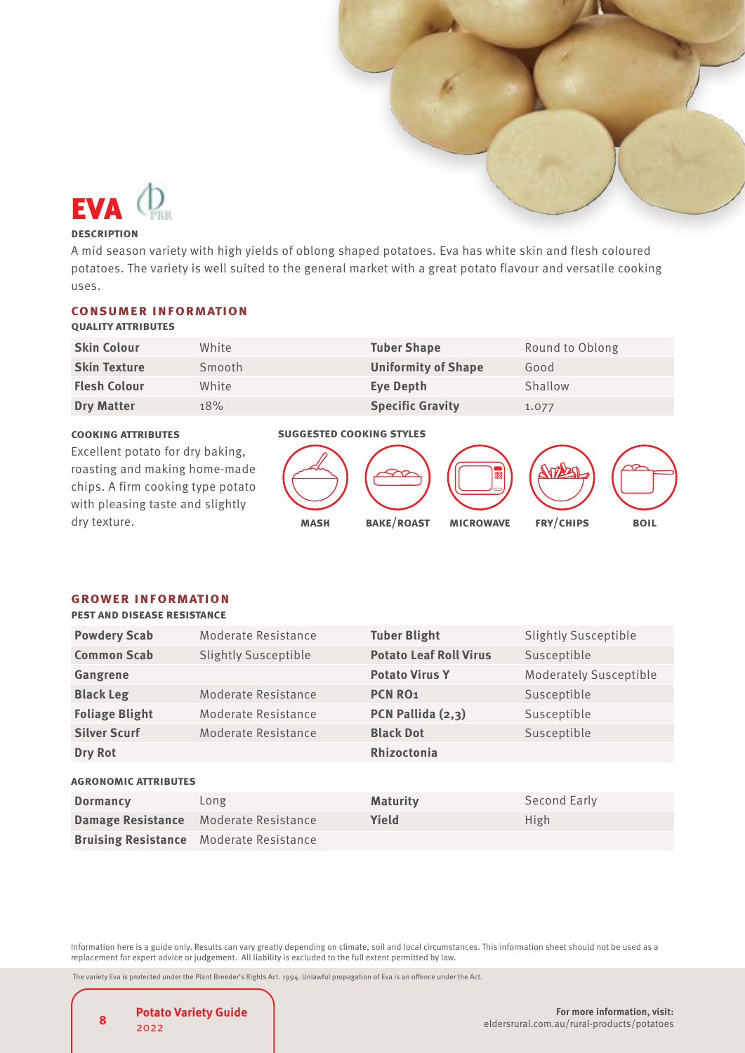# EVA

### DESCRIPTION

A mid season variety with high yields of oblong shaped potatoes. Eva has white skin and flesh coloured potatoes. The variety is well suited to the general market with a great potato flavour and versatile cooking uses.

## CONSUMER INFORMATION

### QUALITY ATTRIBUTES

| | | | |
|---|---|---|---|
| **Skin Colour** | White | **Tuber Shape** | Round to Oblong |
| **Skin Texture** | Smooth | **Uniformity of Shape** | Good |
| **Flesh Colour** | White | **Eye Depth** | Shallow |
| **Dry Matter** | 18% | **Specific Gravity** | 1.077 |

### COOKING ATTRIBUTES

Excellent potato for dry baking, roasting and making home-made chips. A firm cooking type potato with pleasing taste and slightly dry texture.

### SUGGESTED COOKING STYLES

MASH, BAKE/ROAST, MICROWAVE, FRY/CHIPS, BOIL

## GROWER INFORMATION

### PEST AND DISEASE RESISTANCE

| | | | |
|---|---|---|---|
| **Powdery Scab** | Moderate Resistance | **Tuber Blight** | Slightly Susceptible |
| **Common Scab** | Slightly Susceptible | **Potato Leaf Roll Virus** | Susceptible |
| **Gangrene** | | **Potato Virus Y** | Moderately Susceptible |
| **Black Leg** | Moderate Resistance | **PCN RO1** | Susceptible |
| **Foliage Blight** | Moderate Resistance | **PCN Pallida (2,3)** | Susceptible |
| **Silver Scurf** | Moderate Resistance | **Black Dot** | Susceptible |
| **Dry Rot** | | **Rhizoctonia** | |

### AGRONOMIC ATTRIBUTES

| | | | |
|---|---|---|---|
| **Dormancy** | Long | **Maturity** | Second Early |
| **Damage Resistance** | Moderate Resistance | **Yield** | High |
| **Bruising Resistance** | Moderate Resistance | | |

Information here is a guide only. Results can vary greatly depending on climate, soil and local circumstances. This information sheet should not be used as a replacement for expert advice or judgement. All liability is excluded to the full extent permitted by law.

The variety Eva is protected under the Plant Breeder's Rights Act. 1994. Unlawful propagation of Eva is an offence under the Act.

For more information, visit: eldersrural.com.au/rural-products/potatoes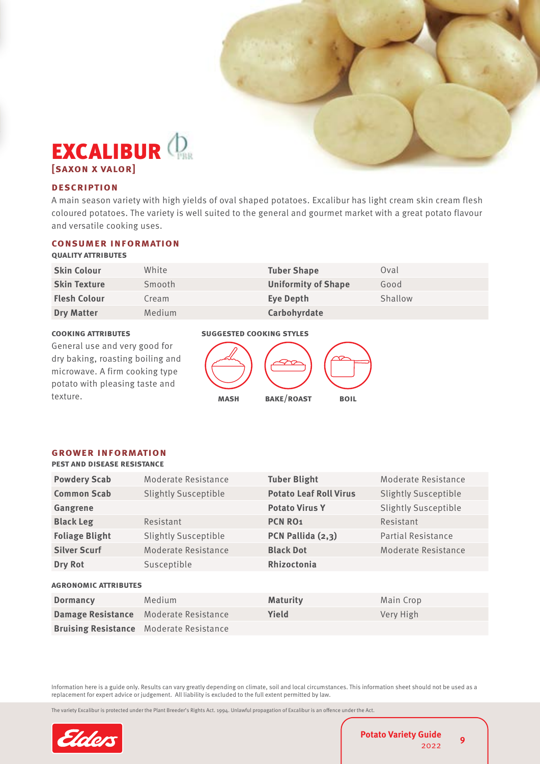# EXCALIBUR

**[SAXON X VALOR]**

## DESCRIPTION

A main season variety with high yields of oval shaped potatoes. Excalibur has light cream skin cream flesh coloured potatoes. The variety is well suited to the general and gourmet market with a great potato flavour and versatile cooking uses.

## CONSUMER INFORMATION

### QUALITY ATTRIBUTES

| | | | |
|---|---|---|---|
| **Skin Colour** | White | **Tuber Shape** | Oval |
| **Skin Texture** | Smooth | **Uniformity of Shape** | Good |
| **Flesh Colour** | Cream | **Eye Depth** | Shallow |
| **Dry Matter** | Medium | **Carbohyrdate** | |

### COOKING ATTRIBUTES

General use and very good for dry baking, roasting boiling and microwave. A firm cooking type potato with pleasing taste and texture.

### SUGGESTED COOKING STYLES

MASH | BAKE/ROAST | BOIL

## GROWER INFORMATION

### PEST AND DISEASE RESISTANCE

| | | | |
|---|---|---|---|
| **Powdery Scab** | Moderate Resistance | **Tuber Blight** | Moderate Resistance |
| **Common Scab** | Slightly Susceptible | **Potato Leaf Roll Virus** | Slightly Susceptible |
| **Gangrene** | | **Potato Virus Y** | Slightly Susceptible |
| **Black Leg** | Resistant | **PCN RO1** | Resistant |
| **Foliage Blight** | Slightly Susceptible | **PCN Pallida (2,3)** | Partial Resistance |
| **Silver Scurf** | Moderate Resistance | **Black Dot** | Moderate Resistance |
| **Dry Rot** | Susceptible | **Rhizoctonia** | |

### AGRONOMIC ATTRIBUTES

| | | | |
|---|---|---|---|
| **Dormancy** | Medium | **Maturity** | Main Crop |
| **Damage Resistance** | Moderate Resistance | **Yield** | Very High |
| **Bruising Resistance** | Moderate Resistance | | |

Information here is a guide only. Results can vary greatly depending on climate, soil and local circumstances. This information sheet should not be used as a replacement for expert advice or judgement. All liability is excluded to the full extent permitted by law.

The variety Excalibur is protected under the Plant Breeder's Rights Act. 1994. Unlawful propagation of Excalibur is an offence under the Act.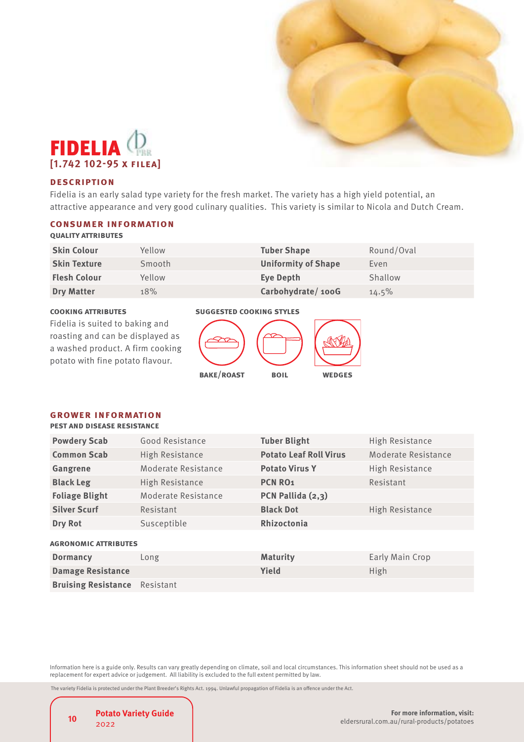# FIDELIA

**[1.742 102-95 x FILEA]**

## DESCRIPTION

Fidelia is an early salad type variety for the fresh market. The variety has a high yield potential, an attractive appearance and very good culinary qualities. This variety is similar to Nicola and Dutch Cream.

## CONSUMER INFORMATION

### QUALITY ATTRIBUTES

| | | | |
|---|---|---|---|
| **Skin Colour** | Yellow | **Tuber Shape** | Round/Oval |
| **Skin Texture** | Smooth | **Uniformity of Shape** | Even |
| **Flesh Colour** | Yellow | **Eye Depth** | Shallow |
| **Dry Matter** | 18% | **Carbohydrate/ 100G** | 14.5% |

### COOKING ATTRIBUTES

Fidelia is suited to baking and roasting and can be displayed as a washed product. A firm cooking potato with fine potato flavour.

### SUGGESTED COOKING STYLES

BAKE/ROAST | BOIL | WEDGES

## GROWER INFORMATION

### PEST AND DISEASE RESISTANCE

| | | | |
|---|---|---|---|
| **Powdery Scab** | Good Resistance | **Tuber Blight** | High Resistance |
| **Common Scab** | High Resistance | **Potato Leaf Roll Virus** | Moderate Resistance |
| **Gangrene** | Moderate Resistance | **Potato Virus Y** | High Resistance |
| **Black Leg** | High Resistance | **PCN RO1** | Resistant |
| **Foliage Blight** | Moderate Resistance | **PCN Pallida (2,3)** | |
| **Silver Scurf** | Resistant | **Black Dot** | High Resistance |
| **Dry Rot** | Susceptible | **Rhizoctonia** | |

### AGRONOMIC ATTRIBUTES

| | | | |
|---|---|---|---|
| **Dormancy** | Long | **Maturity** | Early Main Crop |
| **Damage Resistance** | | **Yield** | High |
| **Bruising Resistance** | Resistant | | |

Information here is a guide only. Results can vary greatly depending on climate, soil and local circumstances. This information sheet should not be used as a replacement for expert advice or judgement. All liability is excluded to the full extent permitted by law.

The variety Fidelia is protected under the Plant Breeder's Rights Act. 1994. Unlawful propagation of Fidelia is an offence under the Act.

**For more information, visit:**
eldersrural.com.au/rural-products/potatoes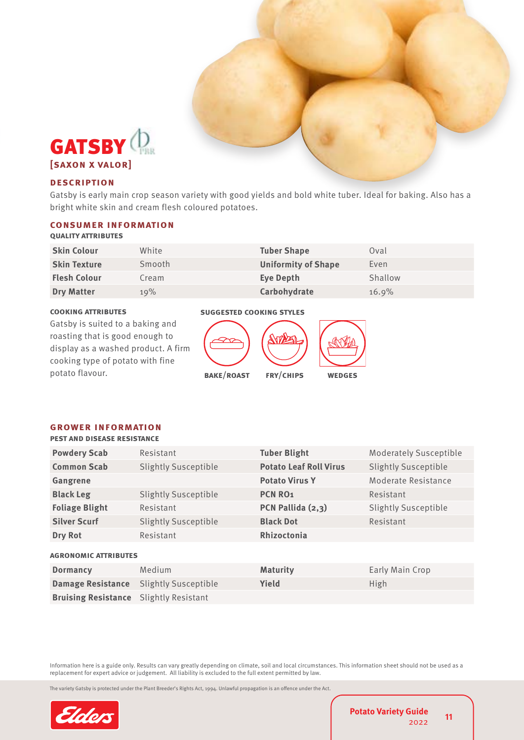# GATSBY PBR

**[SAXON X VALOR]**

## DESCRIPTION

Gatsby is early main crop season variety with good yields and bold white tuber. Ideal for baking. Also has a bright white skin and cream flesh coloured potatoes.

## CONSUMER INFORMATION

### QUALITY ATTRIBUTES

| | | | |
|---|---|---|---|
| **Skin Colour** | White | **Tuber Shape** | Oval |
| **Skin Texture** | Smooth | **Uniformity of Shape** | Even |
| **Flesh Colour** | Cream | **Eye Depth** | Shallow |
| **Dry Matter** | 19% | **Carbohydrate** | 16.9% |

### COOKING ATTRIBUTES

Gatsby is suited to a baking and roasting that is good enough to display as a washed product. A firm cooking type of potato with fine potato flavour.

### SUGGESTED COOKING STYLES

BAKE/ROAST FRY/CHIPS WEDGES

## GROWER INFORMATION

### PEST AND DISEASE RESISTANCE

| | | | |
|---|---|---|---|
| **Powdery Scab** | Resistant | **Tuber Blight** | Moderately Susceptible |
| **Common Scab** | Slightly Susceptible | **Potato Leaf Roll Virus** | Slightly Susceptible |
| **Gangrene** | | **Potato Virus Y** | Moderate Resistance |
| **Black Leg** | Slightly Susceptible | **PCN RO1** | Resistant |
| **Foliage Blight** | Resistant | **PCN Pallida (2,3)** | Slightly Susceptible |
| **Silver Scurf** | Slightly Susceptible | **Black Dot** | Resistant |
| **Dry Rot** | Resistant | **Rhizoctonia** | |

### AGRONOMIC ATTRIBUTES

| | | | |
|---|---|---|---|
| **Dormancy** | Medium | **Maturity** | Early Main Crop |
| **Damage Resistance** | Slightly Susceptible | **Yield** | High |
| **Bruising Resistance** | Slightly Resistant | | |

Information here is a guide only. Results can vary greatly depending on climate, soil and local circumstances. This information sheet should not be used as a replacement for expert advice or judgement. All liability is excluded to the full extent permitted by law.

The variety Gatsby is protected under the Plant Breeder's Rights Act, 1994. Unlawful propagation is an offence under the Act.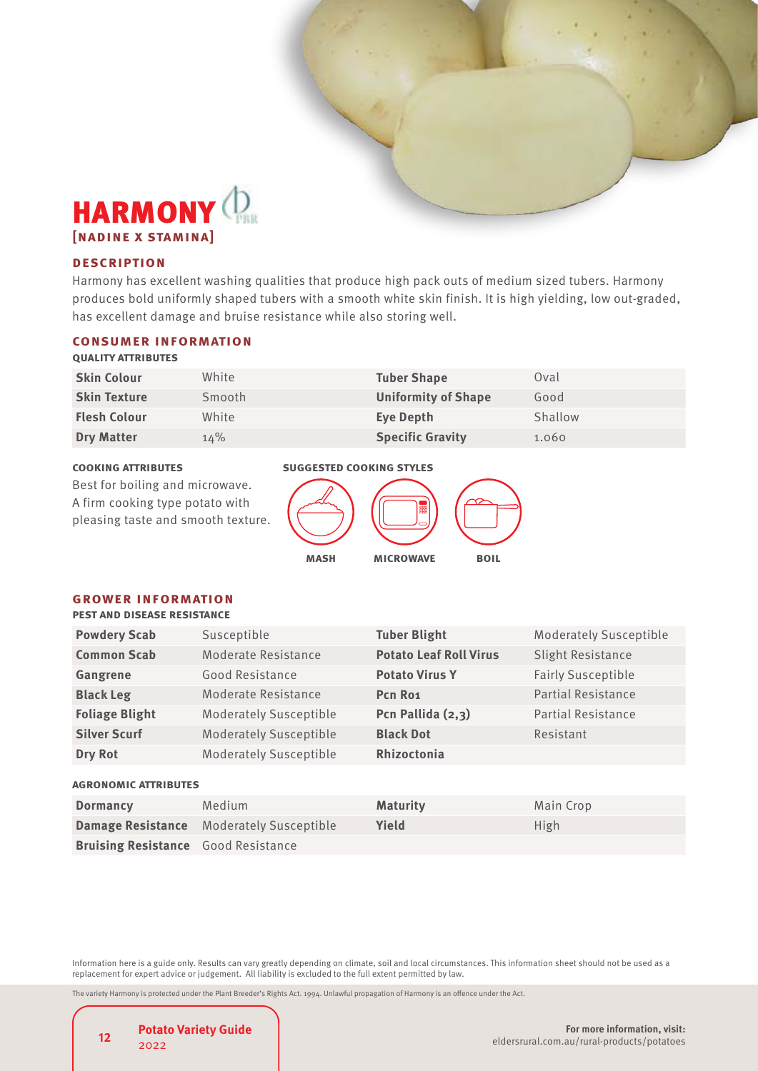# HARMONY

**[NADINE X STAMINA]**

## DESCRIPTION

Harmony has excellent washing qualities that produce high pack outs of medium sized tubers. Harmony produces bold uniformly shaped tubers with a smooth white skin finish. It is high yielding, low out-graded, has excellent damage and bruise resistance while also storing well.

## CONSUMER INFORMATION

**QUALITY ATTRIBUTES**

| | | | |
|---|---|---|---|
| **Skin Colour** | White | **Tuber Shape** | Oval |
| **Skin Texture** | Smooth | **Uniformity of Shape** | Good |
| **Flesh Colour** | White | **Eye Depth** | Shallow |
| **Dry Matter** | 14% | **Specific Gravity** | 1.060 |

**COOKING ATTRIBUTES**

Best for boiling and microwave. A firm cooking type potato with pleasing taste and smooth texture.

**SUGGESTED COOKING STYLES**

MASH MICROWAVE BOIL

## GROWER INFORMATION

**PEST AND DISEASE RESISTANCE**

| | | | |
|---|---|---|---|
| **Powdery Scab** | Susceptible | **Tuber Blight** | Moderately Susceptible |
| **Common Scab** | Moderate Resistance | **Potato Leaf Roll Virus** | Slight Resistance |
| **Gangrene** | Good Resistance | **Potato Virus Y** | Fairly Susceptible |
| **Black Leg** | Moderate Resistance | **Pcn Ro1** | Partial Resistance |
| **Foliage Blight** | Moderately Susceptible | **Pcn Pallida (2,3)** | Partial Resistance |
| **Silver Scurf** | Moderately Susceptible | **Black Dot** | Resistant |
| **Dry Rot** | Moderately Susceptible | **Rhizoctonia** | |

**AGRONOMIC ATTRIBUTES**

| | | | |
|---|---|---|---|
| **Dormancy** | Medium | **Maturity** | Main Crop |
| **Damage Resistance** | Moderately Susceptible | **Yield** | High |
| **Bruising Resistance** | Good Resistance | | |

Information here is a guide only. Results can vary greatly depending on climate, soil and local circumstances. This information sheet should not be used as a replacement for expert advice or judgement. All liability is excluded to the full extent permitted by law.

The variety Harmony is protected under the Plant Breeder's Rights Act. 1994. Unlawful propagation of Harmony is an offence under the Act.

**For more information, visit:** eldersrural.com.au/rural-products/potatoes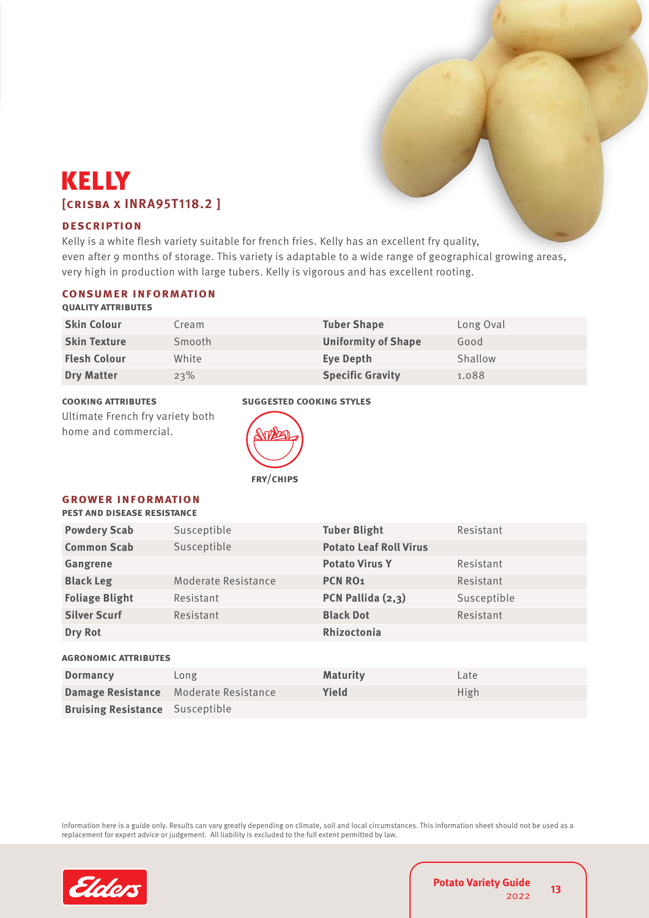# KELLY

## [CRISBA x INRA95T118.2 ]

### DESCRIPTION

Kelly is a white flesh variety suitable for french fries. Kelly has an excellent fry quality, even after 9 months of storage. This variety is adaptable to a wide range of geographical growing areas, very high in production with large tubers. Kelly is vigorous and has excellent rooting.

### CONSUMER INFORMATION

**QUALITY ATTRIBUTES**

| | | | |
|---|---|---|---|
| **Skin Colour** | Cream | **Tuber Shape** | Long Oval |
| **Skin Texture** | Smooth | **Uniformity of Shape** | Good |
| **Flesh Colour** | White | **Eye Depth** | Shallow |
| **Dry Matter** | 23% | **Specific Gravity** | 1.088 |

**COOKING ATTRIBUTES**

Ultimate French fry variety both home and commercial.

**SUGGESTED COOKING STYLES**

FRY/CHIPS

### GROWER INFORMATION

**PEST AND DISEASE RESISTANCE**

| | | | |
|---|---|---|---|
| **Powdery Scab** | Susceptible | **Tuber Blight** | Resistant |
| **Common Scab** | Susceptible | **Potato Leaf Roll Virus** | |
| **Gangrene** | | **Potato Virus Y** | Resistant |
| **Black Leg** | Moderate Resistance | **PCN RO1** | Resistant |
| **Foliage Blight** | Resistant | **PCN Pallida (2,3)** | Susceptible |
| **Silver Scurf** | Resistant | **Black Dot** | Resistant |
| **Dry Rot** | | **Rhizoctonia** | |

**AGRONOMIC ATTRIBUTES**

| | | | |
|---|---|---|---|
| **Dormancy** | Long | **Maturity** | Late |
| **Damage Resistance** | Moderate Resistance | **Yield** | High |
| **Bruising Resistance** | Susceptible | | |

Information here is a guide only. Results can vary greatly depending on climate, soil and local circumstances. This information sheet should not be used as a replacement for expert advice or judgement. All liability is excluded to the full extent permitted by law.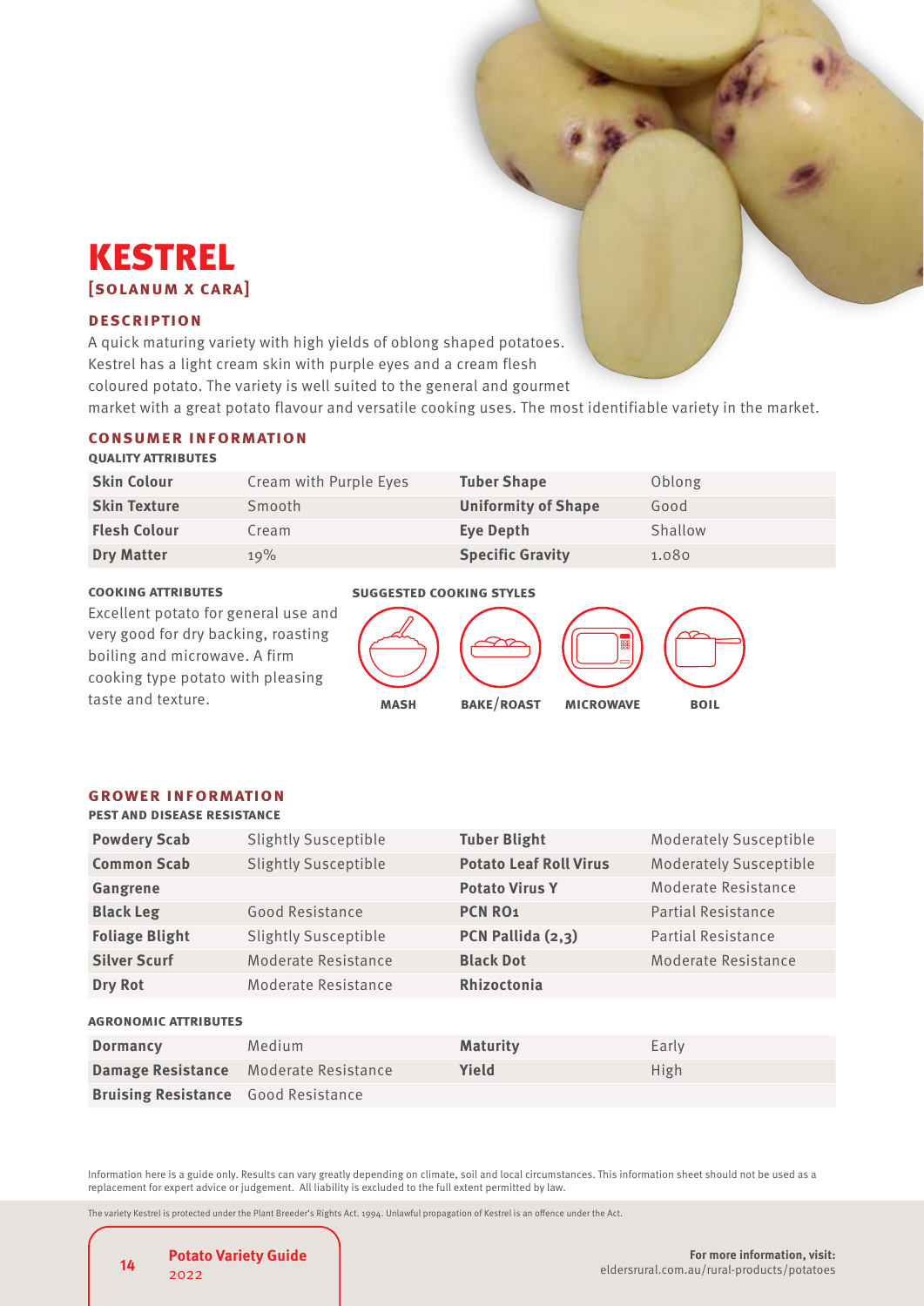# KESTREL

**[SOLANUM X CARA]**

### DESCRIPTION

A quick maturing variety with high yields of oblong shaped potatoes. Kestrel has a light cream skin with purple eyes and a cream flesh coloured potato. The variety is well suited to the general and gourmet market with a great potato flavour and versatile cooking uses. The most identifiable variety in the market.

### CONSUMER INFORMATION

**QUALITY ATTRIBUTES**

| | | | |
|---|---|---|---|
| **Skin Colour** | Cream with Purple Eyes | **Tuber Shape** | Oblong |
| **Skin Texture** | Smooth | **Uniformity of Shape** | Good |
| **Flesh Colour** | Cream | **Eye Depth** | Shallow |
| **Dry Matter** | 19% | **Specific Gravity** | 1.080 |

**COOKING ATTRIBUTES**

Excellent potato for general use and very good for dry backing, roasting boiling and microwave. A firm cooking type potato with pleasing taste and texture.

**SUGGESTED COOKING STYLES**

MASH BAKE/ROAST MICROWAVE BOIL

### GROWER INFORMATION

**PEST AND DISEASE RESISTANCE**

| | | | |
|---|---|---|---|
| **Powdery Scab** | Slightly Susceptible | **Tuber Blight** | Moderately Susceptible |
| **Common Scab** | Slightly Susceptible | **Potato Leaf Roll Virus** | Moderately Susceptible |
| **Gangrene** | | **Potato Virus Y** | Moderate Resistance |
| **Black Leg** | Good Resistance | **PCN RO1** | Partial Resistance |
| **Foliage Blight** | Slightly Susceptible | **PCN Pallida (2,3)** | Partial Resistance |
| **Silver Scurf** | Moderate Resistance | **Black Dot** | Moderate Resistance |
| **Dry Rot** | Moderate Resistance | **Rhizoctonia** | |

**AGRONOMIC ATTRIBUTES**

| | | | |
|---|---|---|---|
| **Dormancy** | Medium | **Maturity** | Early |
| **Damage Resistance** | Moderate Resistance | **Yield** | High |
| **Bruising Resistance** | Good Resistance | | |

Information here is a guide only. Results can vary greatly depending on climate, soil and local circumstances. This information sheet should not be used as a replacement for expert advice or judgement. All liability is excluded to the full extent permitted by law.

The variety Kestrel is protected under the Plant Breeder's Rights Act. 1994. Unlawful propagation of Kestrel is an offence under the Act.

**For more information, visit:**
eldersrural.com.au/rural-products/potatoes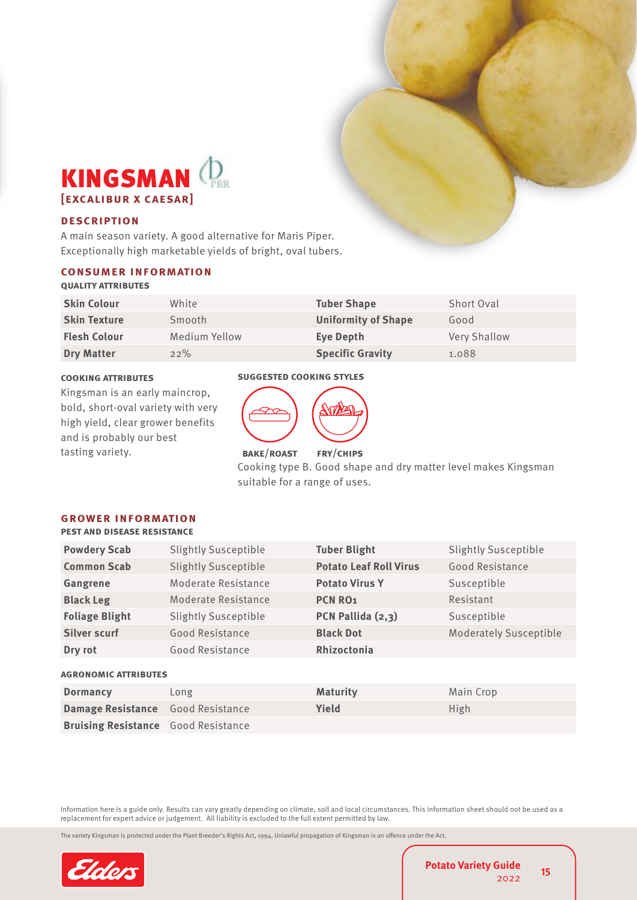# KINGSMAN

**[EXCALIBUR X CAESAR]**

## DESCRIPTION

A main season variety. A good alternative for Maris Piper. Exceptionally high marketable yields of bright, oval tubers.

## CONSUMER INFORMATION

### QUALITY ATTRIBUTES

| | | | |
|---|---|---|---|
| **Skin Colour** | White | **Tuber Shape** | Short Oval |
| **Skin Texture** | Smooth | **Uniformity of Shape** | Good |
| **Flesh Colour** | Medium Yellow | **Eye Depth** | Very Shallow |
| **Dry Matter** | 22% | **Specific Gravity** | 1.088 |

### COOKING ATTRIBUTES

Kingsman is an early maincrop, bold, short-oval variety with very high yield, clear grower benefits and is probably our best tasting variety.

### SUGGESTED COOKING STYLES

BAKE/ROAST FRY/CHIPS

Cooking type B. Good shape and dry matter level makes Kingsman suitable for a range of uses.

## GROWER INFORMATION

### PEST AND DISEASE RESISTANCE

| | | | |
|---|---|---|---|
| **Powdery Scab** | Slightly Susceptible | **Tuber Blight** | Slightly Susceptible |
| **Common Scab** | Slightly Susceptible | **Potato Leaf Roll Virus** | Good Resistance |
| **Gangrene** | Moderate Resistance | **Potato Virus Y** | Susceptible |
| **Black Leg** | Moderate Resistance | **PCN RO1** | Resistant |
| **Foliage Blight** | Slightly Susceptible | **PCN Pallida (2,3)** | Susceptible |
| **Silver scurf** | Good Resistance | **Black Dot** | Moderately Susceptible |
| **Dry rot** | Good Resistance | **Rhizoctonia** | |

### AGRONOMIC ATTRIBUTES

| | | | |
|---|---|---|---|
| **Dormancy** | Long | **Maturity** | Main Crop |
| **Damage Resistance** | Good Resistance | **Yield** | High |
| **Bruising Resistance** | Good Resistance | | |

Information here is a guide only. Results can vary greatly depending on climate, soil and local circumstances. This information sheet should not be used as a replacement for expert advice or judgement. All liability is excluded to the full extent permitted by law.

The variety Kingsman is protected under the Plant Breeder's Rights Act, 1994. Unlawful propagation of Kingsman is an offence under the Act.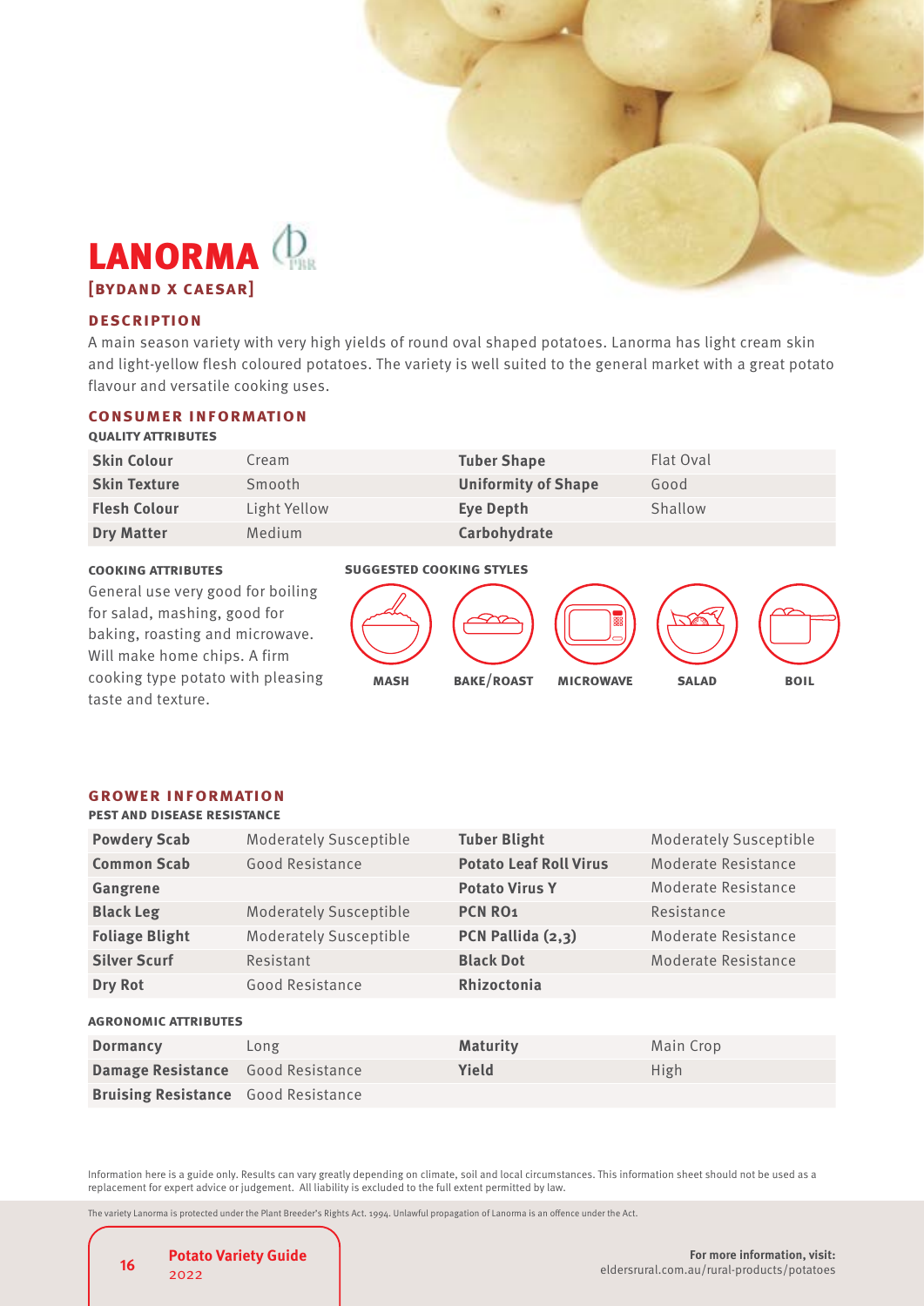# LANORMA

**[BYDAND X CAESAR]**

## DESCRIPTION

A main season variety with very high yields of round oval shaped potatoes. Lanorma has light cream skin and light-yellow flesh coloured potatoes. The variety is well suited to the general market with a great potato flavour and versatile cooking uses.

## CONSUMER INFORMATION

### QUALITY ATTRIBUTES

| | | | |
|---|---|---|---|
| **Skin Colour** | Cream | **Tuber Shape** | Flat Oval |
| **Skin Texture** | Smooth | **Uniformity of Shape** | Good |
| **Flesh Colour** | Light Yellow | **Eye Depth** | Shallow |
| **Dry Matter** | Medium | **Carbohydrate** | |

### COOKING ATTRIBUTES

General use very good for boiling for salad, mashing, good for baking, roasting and microwave. Will make home chips. A firm cooking type potato with pleasing taste and texture.

### SUGGESTED COOKING STYLES

MASH | BAKE/ROAST | MICROWAVE | SALAD | BOIL

## GROWER INFORMATION

### PEST AND DISEASE RESISTANCE

| | | | |
|---|---|---|---|
| **Powdery Scab** | Moderately Susceptible | **Tuber Blight** | Moderately Susceptible |
| **Common Scab** | Good Resistance | **Potato Leaf Roll Virus** | Moderate Resistance |
| **Gangrene** | | **Potato Virus Y** | Moderate Resistance |
| **Black Leg** | Moderately Susceptible | **PCN RO1** | Resistance |
| **Foliage Blight** | Moderately Susceptible | **PCN Pallida (2,3)** | Moderate Resistance |
| **Silver Scurf** | Resistant | **Black Dot** | Moderate Resistance |
| **Dry Rot** | Good Resistance | **Rhizoctonia** | |

### AGRONOMIC ATTRIBUTES

| | | | |
|---|---|---|---|
| **Dormancy** | Long | **Maturity** | Main Crop |
| **Damage Resistance** | Good Resistance | **Yield** | High |
| **Bruising Resistance** | Good Resistance | | |

Information here is a guide only. Results can vary greatly depending on climate, soil and local circumstances. This information sheet should not be used as a replacement for expert advice or judgement. All liability is excluded to the full extent permitted by law.

The variety Lanorma is protected under the Plant Breeder's Rights Act. 1994. Unlawful propagation of Lanorma is an offence under the Act.

For more information, visit: eldersrural.com.au/rural-products/potatoes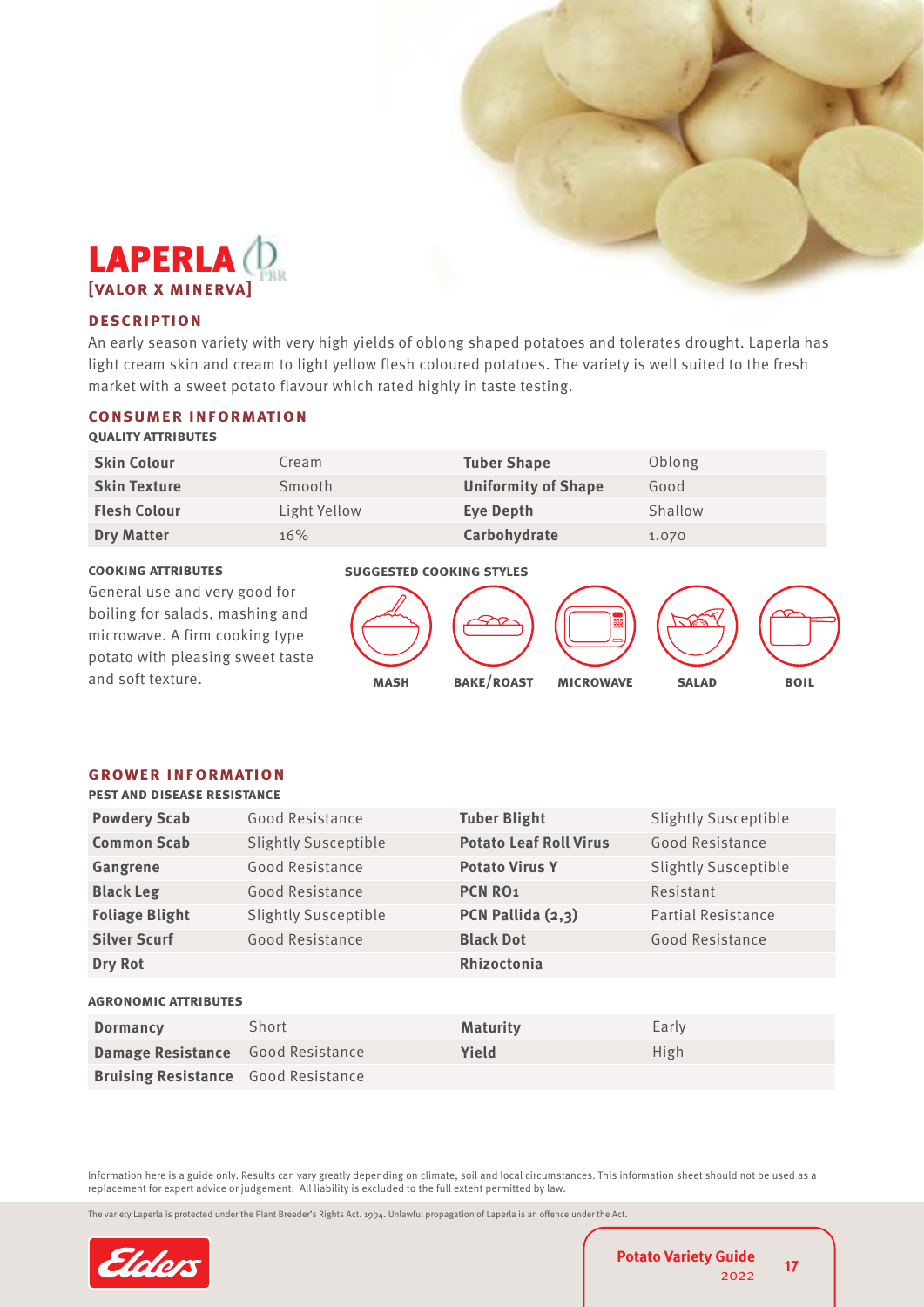# LAPERLA

**[VALOR X MINERVA]**

### DESCRIPTION

An early season variety with very high yields of oblong shaped potatoes and tolerates drought. Laperla has light cream skin and cream to light yellow flesh coloured potatoes. The variety is well suited to the fresh market with a sweet potato flavour which rated highly in taste testing.

## CONSUMER INFORMATION

#### QUALITY ATTRIBUTES

| | | | |
|---|---|---|---|
| **Skin Colour** | Cream | **Tuber Shape** | Oblong |
| **Skin Texture** | Smooth | **Uniformity of Shape** | Good |
| **Flesh Colour** | Light Yellow | **Eye Depth** | Shallow |
| **Dry Matter** | 16% | **Carbohydrate** | 1.070 |

#### COOKING ATTRIBUTES

General use and very good for boiling for salads, mashing and microwave. A firm cooking type potato with pleasing sweet taste and soft texture.

#### SUGGESTED COOKING STYLES

MASH, BAKE/ROAST, MICROWAVE, SALAD, BOIL

## GROWER INFORMATION

#### PEST AND DISEASE RESISTANCE

| | | | |
|---|---|---|---|
| **Powdery Scab** | Good Resistance | **Tuber Blight** | Slightly Susceptible |
| **Common Scab** | Slightly Susceptible | **Potato Leaf Roll Virus** | Good Resistance |
| **Gangrene** | Good Resistance | **Potato Virus Y** | Slightly Susceptible |
| **Black Leg** | Good Resistance | **PCN RO1** | Resistant |
| **Foliage Blight** | Slightly Susceptible | **PCN Pallida (2,3)** | Partial Resistance |
| **Silver Scurf** | Good Resistance | **Black Dot** | Good Resistance |
| **Dry Rot** | | **Rhizoctonia** | |

#### AGRONOMIC ATTRIBUTES

| | | | |
|---|---|---|---|
| **Dormancy** | Short | **Maturity** | Early |
| **Damage Resistance** | Good Resistance | **Yield** | High |
| **Bruising Resistance** | Good Resistance | | |

Information here is a guide only. Results can vary greatly depending on climate, soil and local circumstances. This information sheet should not be used as a replacement for expert advice or judgement. All liability is excluded to the full extent permitted by law.

The variety Laperla is protected under the Plant Breeder's Rights Act. 1994. Unlawful propagation of Laperla is an offence under the Act.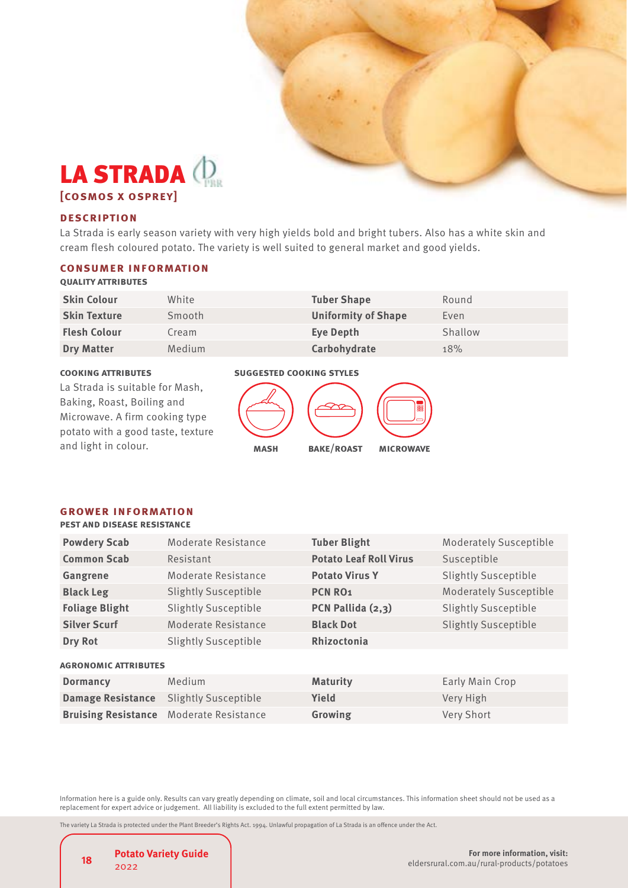# LA STRADA

**[COSMOS X OSPREY]**

### DESCRIPTION

La Strada is early season variety with very high yields bold and bright tubers. Also has a white skin and cream flesh coloured potato. The variety is well suited to general market and good yields.

## CONSUMER INFORMATION

#### QUALITY ATTRIBUTES

| | | | |
|---|---|---|---|
| **Skin Colour** | White | **Tuber Shape** | Round |
| **Skin Texture** | Smooth | **Uniformity of Shape** | Even |
| **Flesh Colour** | Cream | **Eye Depth** | Shallow |
| **Dry Matter** | Medium | **Carbohydrate** | 18% |

#### COOKING ATTRIBUTES

La Strada is suitable for Mash, Baking, Roast, Boiling and Microwave. A firm cooking type potato with a good taste, texture and light in colour.

#### SUGGESTED COOKING STYLES

MASH    BAKE/ROAST    MICROWAVE

## GROWER INFORMATION

#### PEST AND DISEASE RESISTANCE

| | | | |
|---|---|---|---|
| **Powdery Scab** | Moderate Resistance | **Tuber Blight** | Moderately Susceptible |
| **Common Scab** | Resistant | **Potato Leaf Roll Virus** | Susceptible |
| **Gangrene** | Moderate Resistance | **Potato Virus Y** | Slightly Susceptible |
| **Black Leg** | Slightly Susceptible | **PCN RO1** | Moderately Susceptible |
| **Foliage Blight** | Slightly Susceptible | **PCN Pallida (2,3)** | Slightly Susceptible |
| **Silver Scurf** | Moderate Resistance | **Black Dot** | Slightly Susceptible |
| **Dry Rot** | Slightly Susceptible | **Rhizoctonia** | |

#### AGRONOMIC ATTRIBUTES

| | | | |
|---|---|---|---|
| **Dormancy** | Medium | **Maturity** | Early Main Crop |
| **Damage Resistance** | Slightly Susceptible | **Yield** | Very High |
| **Bruising Resistance** | Moderate Resistance | **Growing** | Very Short |

Information here is a guide only. Results can vary greatly depending on climate, soil and local circumstances. This information sheet should not be used as a replacement for expert advice or judgement. All liability is excluded to the full extent permitted by law.

The variety La Strada is protected under the Plant Breeder's Rights Act. 1994. Unlawful propagation of La Strada is an offence under the Act.

**Potato Variety Guide** 2022

**For more information, visit:** eldersrural.com.au/rural-products/potatoes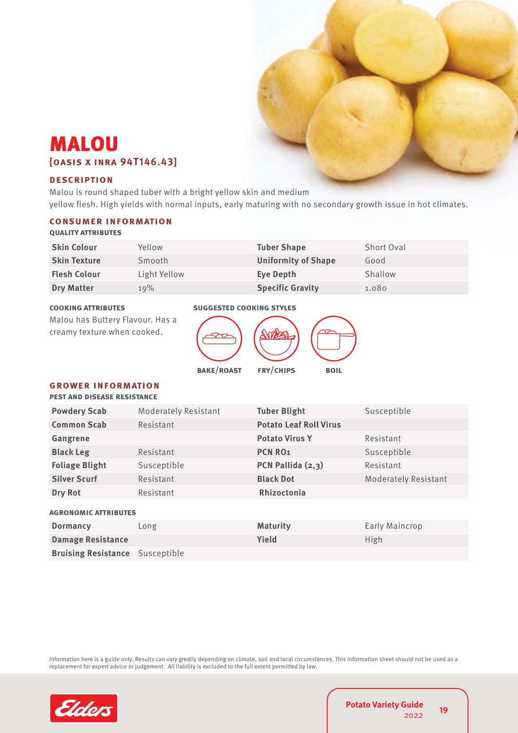# MALOU

## [OASIS X INRA 94T146.43]

### DESCRIPTION

Malou is round shaped tuber with a bright yellow skin and medium yellow flesh. High yields with normal inputs, early maturing with no secondary growth issue in hot climates.

### CONSUMER INFORMATION

**QUALITY ATTRIBUTES**

| | | | |
|---|---|---|---|
| **Skin Colour** | Yellow | **Tuber Shape** | Short Oval |
| **Skin Texture** | Smooth | **Uniformity of Shape** | Good |
| **Flesh Colour** | Light Yellow | **Eye Depth** | Shallow |
| **Dry Matter** | 19% | **Specific Gravity** | 1.080 |

**COOKING ATTRIBUTES**

Malou has Buttery Flavour. Has a creamy texture when cooked.

**SUGGESTED COOKING STYLES**

BAKE/ROAST FRY/CHIPS BOIL

### GROWER INFORMATION

**PEST AND DISEASE RESISTANCE**

| | | | |
|---|---|---|---|
| **Powdery Scab** | Moderately Resistant | **Tuber Blight** | Susceptible |
| **Common Scab** | Resistant | **Potato Leaf Roll Virus** | |
| **Gangrene** | | **Potato Virus Y** | Resistant |
| **Black Leg** | Resistant | **PCN RO1** | Susceptible |
| **Foliage Blight** | Susceptible | **PCN Pallida (2,3)** | Resistant |
| **Silver Scurf** | Resistant | **Black Dot** | Moderately Resistant |
| **Dry Rot** | Resistant | **Rhizoctonia** | |

**AGRONOMIC ATTRIBUTES**

| | | | |
|---|---|---|---|
| **Dormancy** | Long | **Maturity** | Early Maincrop |
| **Damage Resistance** | | **Yield** | High |
| **Bruising Resistance** | Susceptible | | |

Information here is a guide only. Results can vary greatly depending on climate, soil and local circumstances. This information sheet should not be used as a replacement for expert advice or judgement. All liability is excluded to the full extent permitted by law.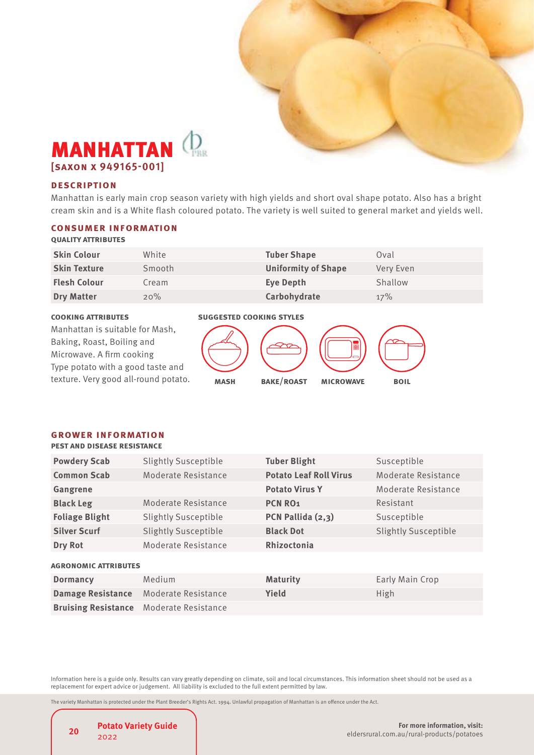# MANHATTAN

**[SAXON X 949165-001]**

## DESCRIPTION

Manhattan is early main crop season variety with high yields and short oval shape potato. Also has a bright cream skin and is a White flash coloured potato. The variety is well suited to general market and yields well.

## CONSUMER INFORMATION

### QUALITY ATTRIBUTES

| | | | |
|---|---|---|---|
| **Skin Colour** | White | **Tuber Shape** | Oval |
| **Skin Texture** | Smooth | **Uniformity of Shape** | Very Even |
| **Flesh Colour** | Cream | **Eye Depth** | Shallow |
| **Dry Matter** | 20% | **Carbohydrate** | 17% |

### COOKING ATTRIBUTES

Manhattan is suitable for Mash, Baking, Roast, Boiling and Microwave. A firm cooking Type potato with a good taste and texture. Very good all-round potato.

### SUGGESTED COOKING STYLES

MASH · BAKE/ROAST · MICROWAVE · BOIL

## GROWER INFORMATION

### PEST AND DISEASE RESISTANCE

| | | | |
|---|---|---|---|
| **Powdery Scab** | Slightly Susceptible | **Tuber Blight** | Susceptible |
| **Common Scab** | Moderate Resistance | **Potato Leaf Roll Virus** | Moderate Resistance |
| **Gangrene** | | **Potato Virus Y** | Moderate Resistance |
| **Black Leg** | Moderate Resistance | **PCN RO1** | Resistant |
| **Foliage Blight** | Slightly Susceptible | **PCN Pallida (2,3)** | Susceptible |
| **Silver Scurf** | Slightly Susceptible | **Black Dot** | Slightly Susceptible |
| **Dry Rot** | Moderate Resistance | **Rhizoctonia** | |

### AGRONOMIC ATTRIBUTES

| | | | |
|---|---|---|---|
| **Dormancy** | Medium | **Maturity** | Early Main Crop |
| **Damage Resistance** | Moderate Resistance | **Yield** | High |
| **Bruising Resistance** | Moderate Resistance | | |

Information here is a guide only. Results can vary greatly depending on climate, soil and local circumstances. This information sheet should not be used as a replacement for expert advice or judgement. All liability is excluded to the full extent permitted by law.

The variety Manhattan is protected under the Plant Breeder's Rights Act. 1994. Unlawful propagation of Manhattan is an offence under the Act.

**For more information, visit:**
eldersrural.com.au/rural-products/potatoes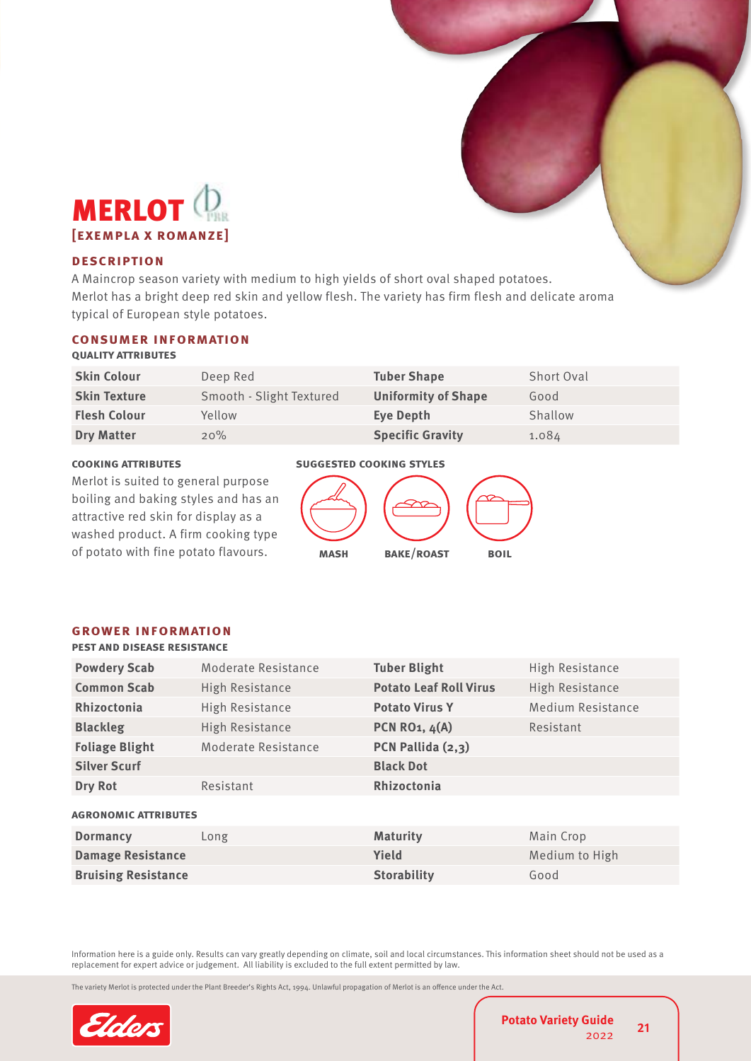# MERLOT

## [EXEMPLA X ROMANZE]

### DESCRIPTION

A Maincrop season variety with medium to high yields of short oval shaped potatoes. Merlot has a bright deep red skin and yellow flesh. The variety has firm flesh and delicate aroma typical of European style potatoes.

### CONSUMER INFORMATION

**QUALITY ATTRIBUTES**

| | | | |
|---|---|---|---|
| **Skin Colour** | Deep Red | **Tuber Shape** | Short Oval |
| **Skin Texture** | Smooth - Slight Textured | **Uniformity of Shape** | Good |
| **Flesh Colour** | Yellow | **Eye Depth** | Shallow |
| **Dry Matter** | 20% | **Specific Gravity** | 1.084 |

**COOKING ATTRIBUTES**

Merlot is suited to general purpose boiling and baking styles and has an attractive red skin for display as a washed product. A firm cooking type of potato with fine potato flavours.

**SUGGESTED COOKING STYLES**

MASH BAKE/ROAST BOIL

### GROWER INFORMATION

**PEST AND DISEASE RESISTANCE**

| | | | |
|---|---|---|---|
| **Powdery Scab** | Moderate Resistance | **Tuber Blight** | High Resistance |
| **Common Scab** | High Resistance | **Potato Leaf Roll Virus** | High Resistance |
| **Rhizoctonia** | High Resistance | **Potato Virus Y** | Medium Resistance |
| **Blackleg** | High Resistance | **PCN RO1, 4(A)** | Resistant |
| **Foliage Blight** | Moderate Resistance | **PCN Pallida (2,3)** | |
| **Silver Scurf** | | **Black Dot** | |
| **Dry Rot** | Resistant | **Rhizoctonia** | |

**AGRONOMIC ATTRIBUTES**

| | | | |
|---|---|---|---|
| **Dormancy** | Long | **Maturity** | Main Crop |
| **Damage Resistance** | | **Yield** | Medium to High |
| **Bruising Resistance** | | **Storability** | Good |

Information here is a guide only. Results can vary greatly depending on climate, soil and local circumstances. This information sheet should not be used as a replacement for expert advice or judgement. All liability is excluded to the full extent permitted by law.

The variety Merlot is protected under the Plant Breeder's Rights Act, 1994. Unlawful propagation of Merlot is an offence under the Act.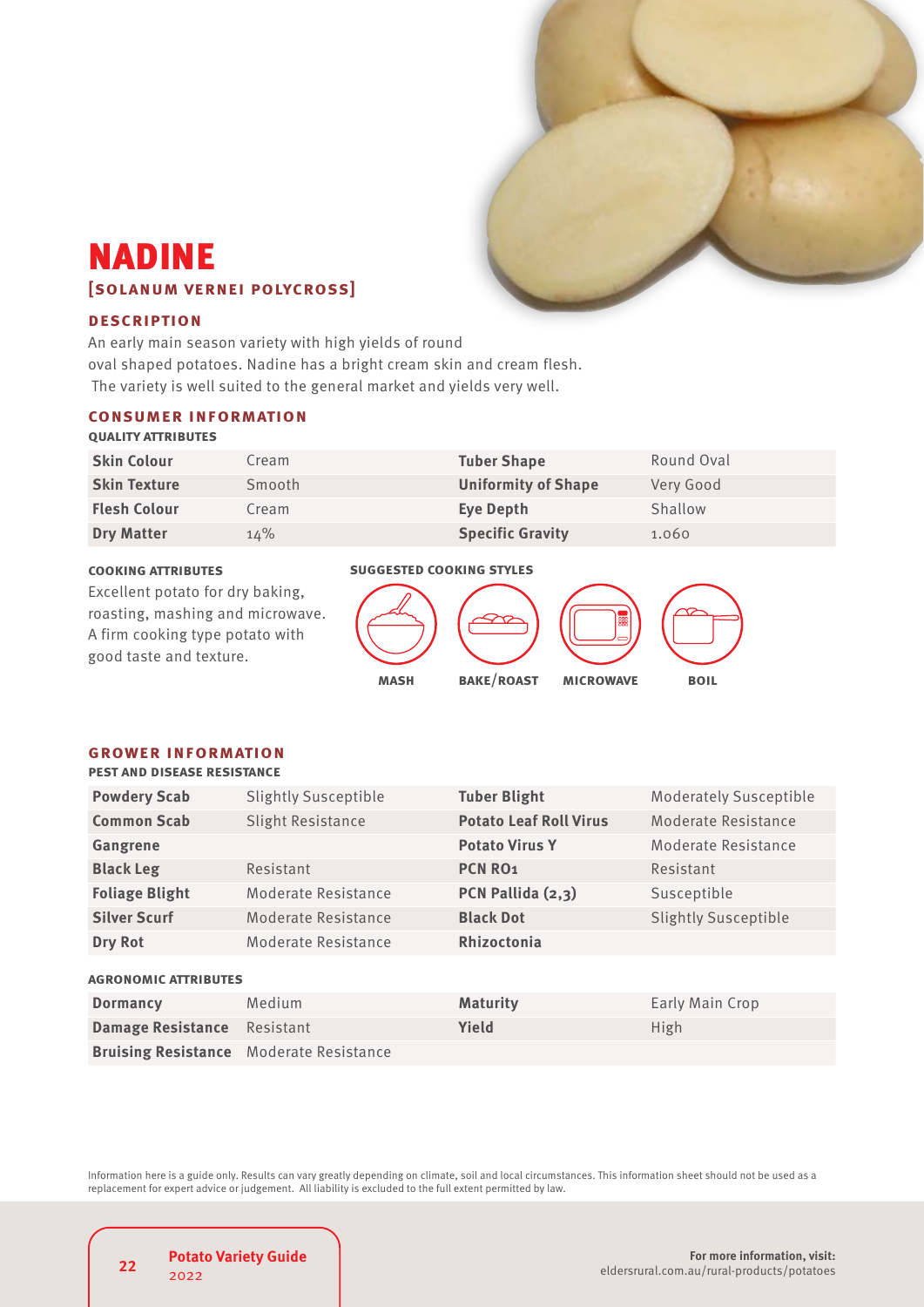# NADINE

## [SOLANUM VERNEI POLYCROSS]

### DESCRIPTION

An early main season variety with high yields of round oval shaped potatoes. Nadine has a bright cream skin and cream flesh. The variety is well suited to the general market and yields very well.

### CONSUMER INFORMATION

**QUALITY ATTRIBUTES**

| | | | |
|---|---|---|---|
| **Skin Colour** | Cream | **Tuber Shape** | Round Oval |
| **Skin Texture** | Smooth | **Uniformity of Shape** | Very Good |
| **Flesh Colour** | Cream | **Eye Depth** | Shallow |
| **Dry Matter** | 14% | **Specific Gravity** | 1.060 |

**COOKING ATTRIBUTES**

Excellent potato for dry baking, roasting, mashing and microwave. A firm cooking type potato with good taste and texture.

**SUGGESTED COOKING STYLES**

MASH BAKE/ROAST MICROWAVE BOIL

### GROWER INFORMATION

**PEST AND DISEASE RESISTANCE**

| | | | |
|---|---|---|---|
| **Powdery Scab** | Slightly Susceptible | **Tuber Blight** | Moderately Susceptible |
| **Common Scab** | Slight Resistance | **Potato Leaf Roll Virus** | Moderate Resistance |
| **Gangrene** | | **Potato Virus Y** | Moderate Resistance |
| **Black Leg** | Resistant | **PCN RO1** | Resistant |
| **Foliage Blight** | Moderate Resistance | **PCN Pallida (2,3)** | Susceptible |
| **Silver Scurf** | Moderate Resistance | **Black Dot** | Slightly Susceptible |
| **Dry Rot** | Moderate Resistance | **Rhizoctonia** | |

**AGRONOMIC ATTRIBUTES**

| | | | |
|---|---|---|---|
| **Dormancy** | Medium | **Maturity** | Early Main Crop |
| **Damage Resistance** | Resistant | **Yield** | High |
| **Bruising Resistance** | Moderate Resistance | | |

Information here is a guide only. Results can vary greatly depending on climate, soil and local circumstances. This information sheet should not be used as a replacement for expert advice or judgement. All liability is excluded to the full extent permitted by law.

**For more information, visit:**
eldersrural.com.au/rural-products/potatoes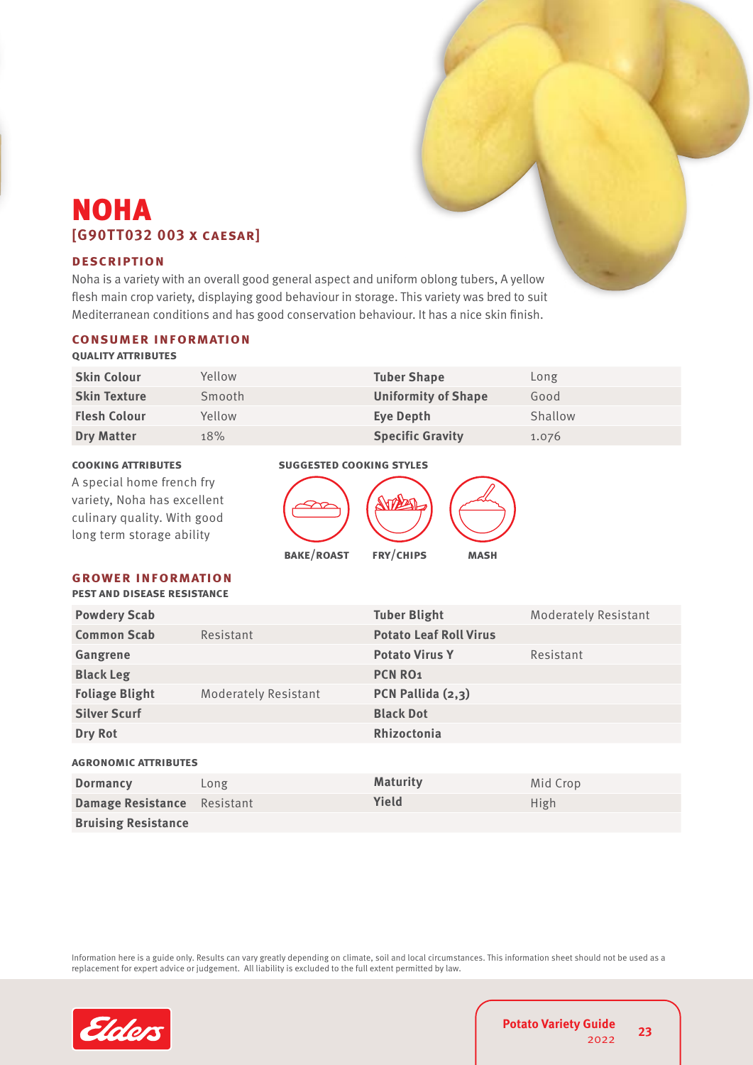# NOHA

## [G90TT032 003 x CAESAR]

### DESCRIPTION

Noha is a variety with an overall good general aspect and uniform oblong tubers, A yellow flesh main crop variety, displaying good behaviour in storage. This variety was bred to suit Mediterranean conditions and has good conservation behaviour. It has a nice skin finish.

### CONSUMER INFORMATION

**QUALITY ATTRIBUTES**

| | | | |
|---|---|---|---|
| **Skin Colour** | Yellow | **Tuber Shape** | Long |
| **Skin Texture** | Smooth | **Uniformity of Shape** | Good |
| **Flesh Colour** | Yellow | **Eye Depth** | Shallow |
| **Dry Matter** | 18% | **Specific Gravity** | 1.076 |

**COOKING ATTRIBUTES**

A special home french fry variety, Noha has excellent culinary quality. With good long term storage ability

**SUGGESTED COOKING STYLES**

BAKE/ROAST FRY/CHIPS MASH

### GROWER INFORMATION

**PEST AND DISEASE RESISTANCE**

| | | | |
|---|---|---|---|
| **Powdery Scab** | | **Tuber Blight** | Moderately Resistant |
| **Common Scab** | Resistant | **Potato Leaf Roll Virus** | |
| **Gangrene** | | **Potato Virus Y** | Resistant |
| **Black Leg** | | **PCN RO1** | |
| **Foliage Blight** | Moderately Resistant | **PCN Pallida (2,3)** | |
| **Silver Scurf** | | **Black Dot** | |
| **Dry Rot** | | **Rhizoctonia** | |

**AGRONOMIC ATTRIBUTES**

| | | | |
|---|---|---|---|
| **Dormancy** | Long | **Maturity** | Mid Crop |
| **Damage Resistance** | Resistant | **Yield** | High |
| **Bruising Resistance** | | | |

Information here is a guide only. Results can vary greatly depending on climate, soil and local circumstances. This information sheet should not be used as a replacement for expert advice or judgement. All liability is excluded to the full extent permitted by law.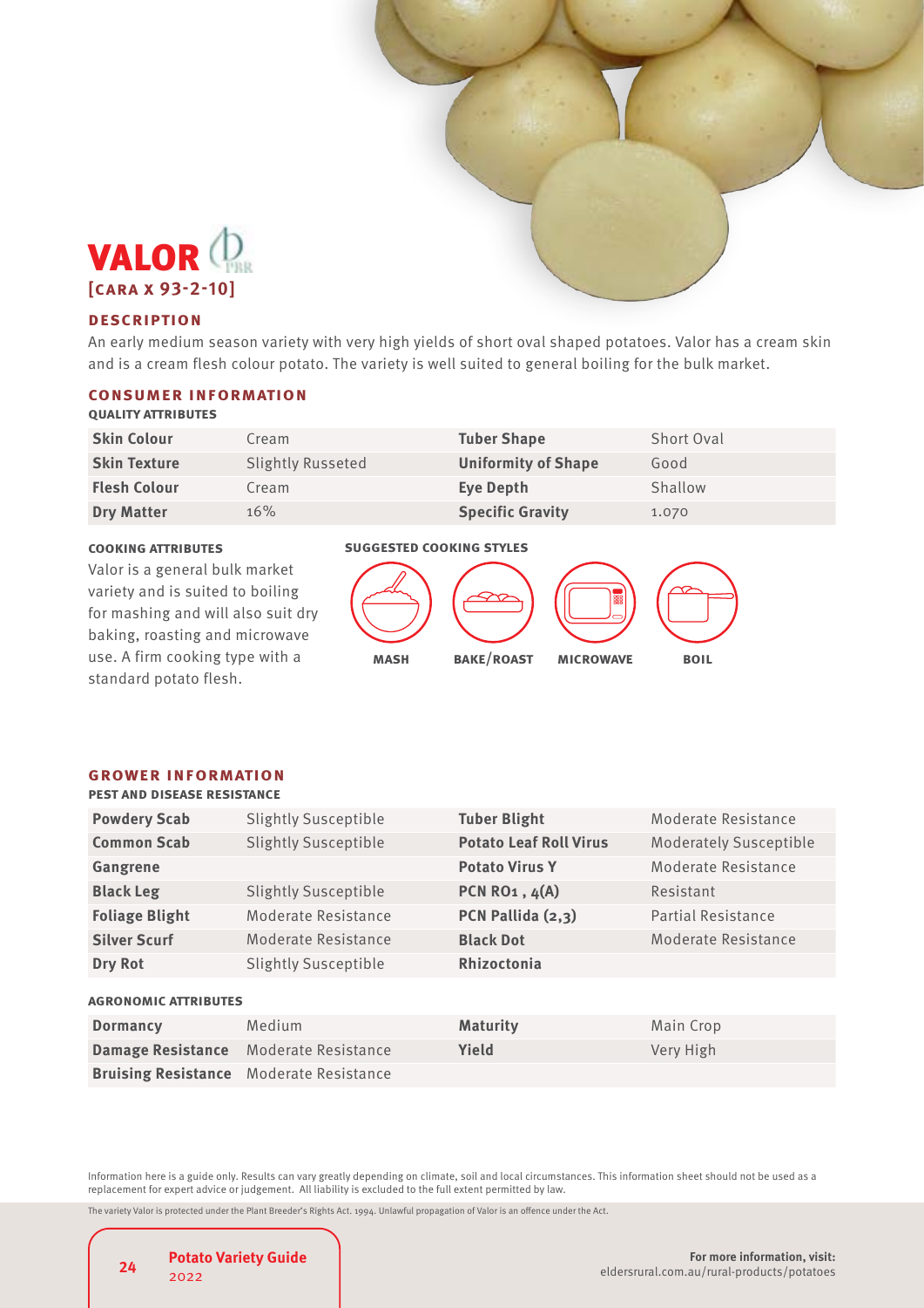# VALOR

**[CARA x 93-2-10]**

## DESCRIPTION

An early medium season variety with very high yields of short oval shaped potatoes. Valor has a cream skin and is a cream flesh colour potato. The variety is well suited to general boiling for the bulk market.

## CONSUMER INFORMATION

### QUALITY ATTRIBUTES

| | | | |
|---|---|---|---|
| **Skin Colour** | Cream | **Tuber Shape** | Short Oval |
| **Skin Texture** | Slightly Russeted | **Uniformity of Shape** | Good |
| **Flesh Colour** | Cream | **Eye Depth** | Shallow |
| **Dry Matter** | 16% | **Specific Gravity** | 1.070 |

### COOKING ATTRIBUTES

Valor is a general bulk market variety and is suited to boiling for mashing and will also suit dry baking, roasting and microwave use. A firm cooking type with a standard potato flesh.

### SUGGESTED COOKING STYLES

MASH BAKE/ROAST MICROWAVE BOIL

## GROWER INFORMATION

### PEST AND DISEASE RESISTANCE

| | | | |
|---|---|---|---|
| **Powdery Scab** | Slightly Susceptible | **Tuber Blight** | Moderate Resistance |
| **Common Scab** | Slightly Susceptible | **Potato Leaf Roll Virus** | Moderately Susceptible |
| **Gangrene** | | **Potato Virus Y** | Moderate Resistance |
| **Black Leg** | Slightly Susceptible | **PCN RO1 , 4(A)** | Resistant |
| **Foliage Blight** | Moderate Resistance | **PCN Pallida (2,3)** | Partial Resistance |
| **Silver Scurf** | Moderate Resistance | **Black Dot** | Moderate Resistance |
| **Dry Rot** | Slightly Susceptible | **Rhizoctonia** | |

### AGRONOMIC ATTRIBUTES

| | | | |
|---|---|---|---|
| **Dormancy** | Medium | **Maturity** | Main Crop |
| **Damage Resistance** | Moderate Resistance | **Yield** | Very High |
| **Bruising Resistance** | Moderate Resistance | | |

Information here is a guide only. Results can vary greatly depending on climate, soil and local circumstances. This information sheet should not be used as a replacement for expert advice or judgement. All liability is excluded to the full extent permitted by law.

The variety Valor is protected under the Plant Breeder's Rights Act. 1994. Unlawful propagation of Valor is an offence under the Act.

**For more information, visit:**
eldersrural.com.au/rural-products/potatoes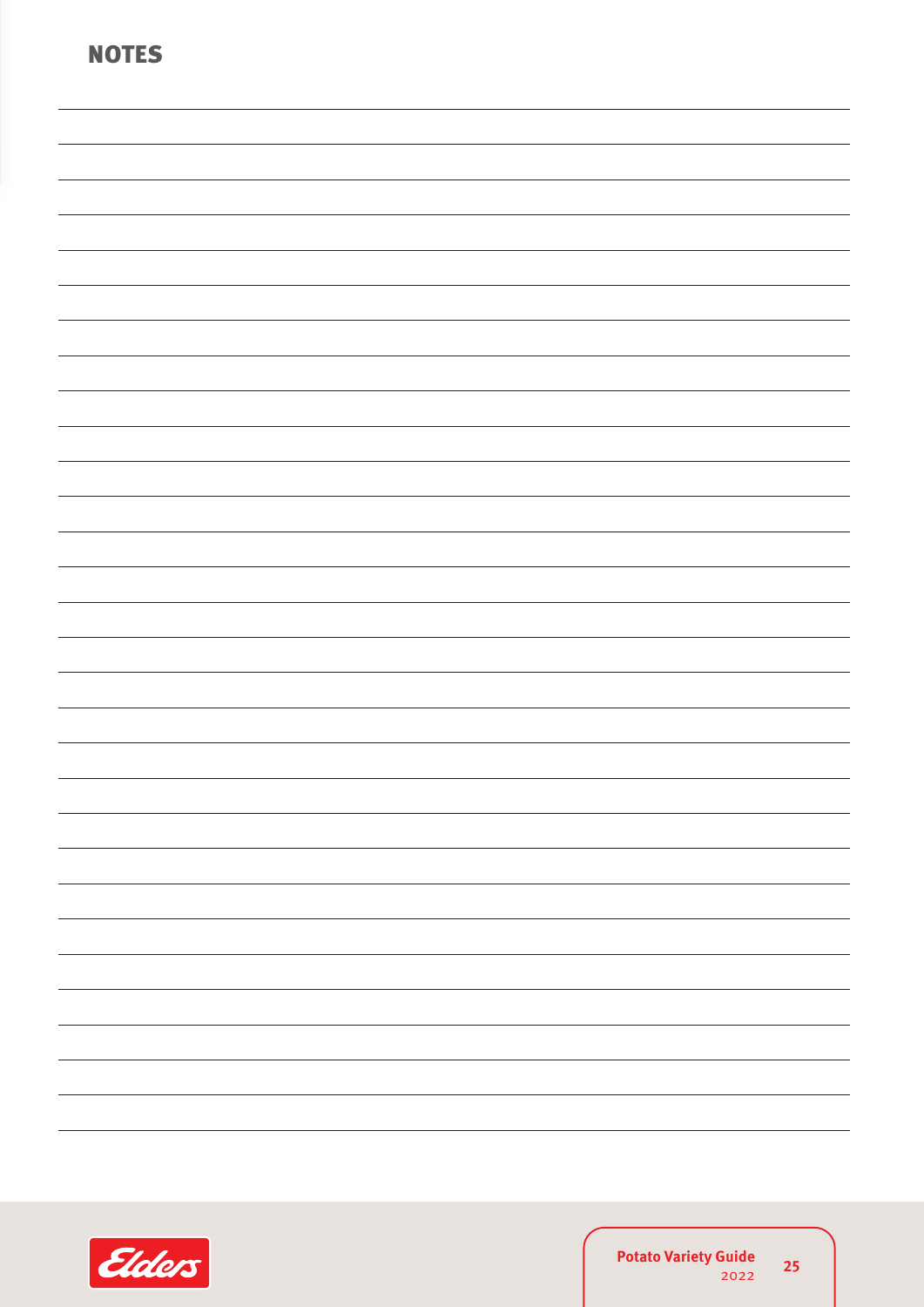## NOTES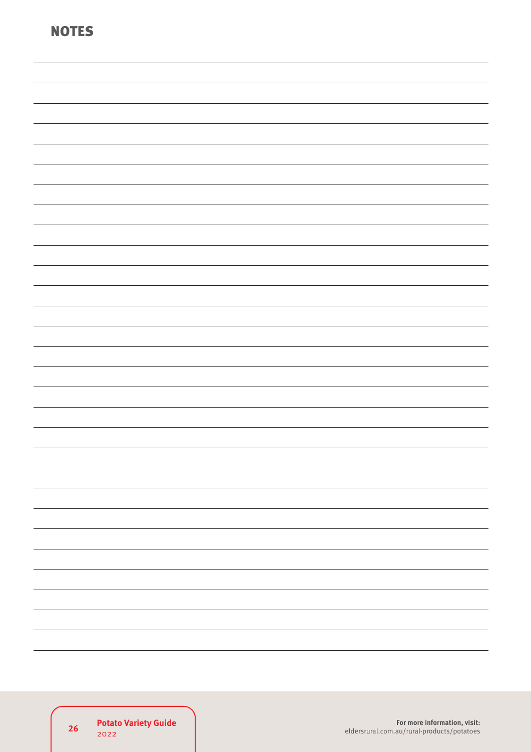## NOTES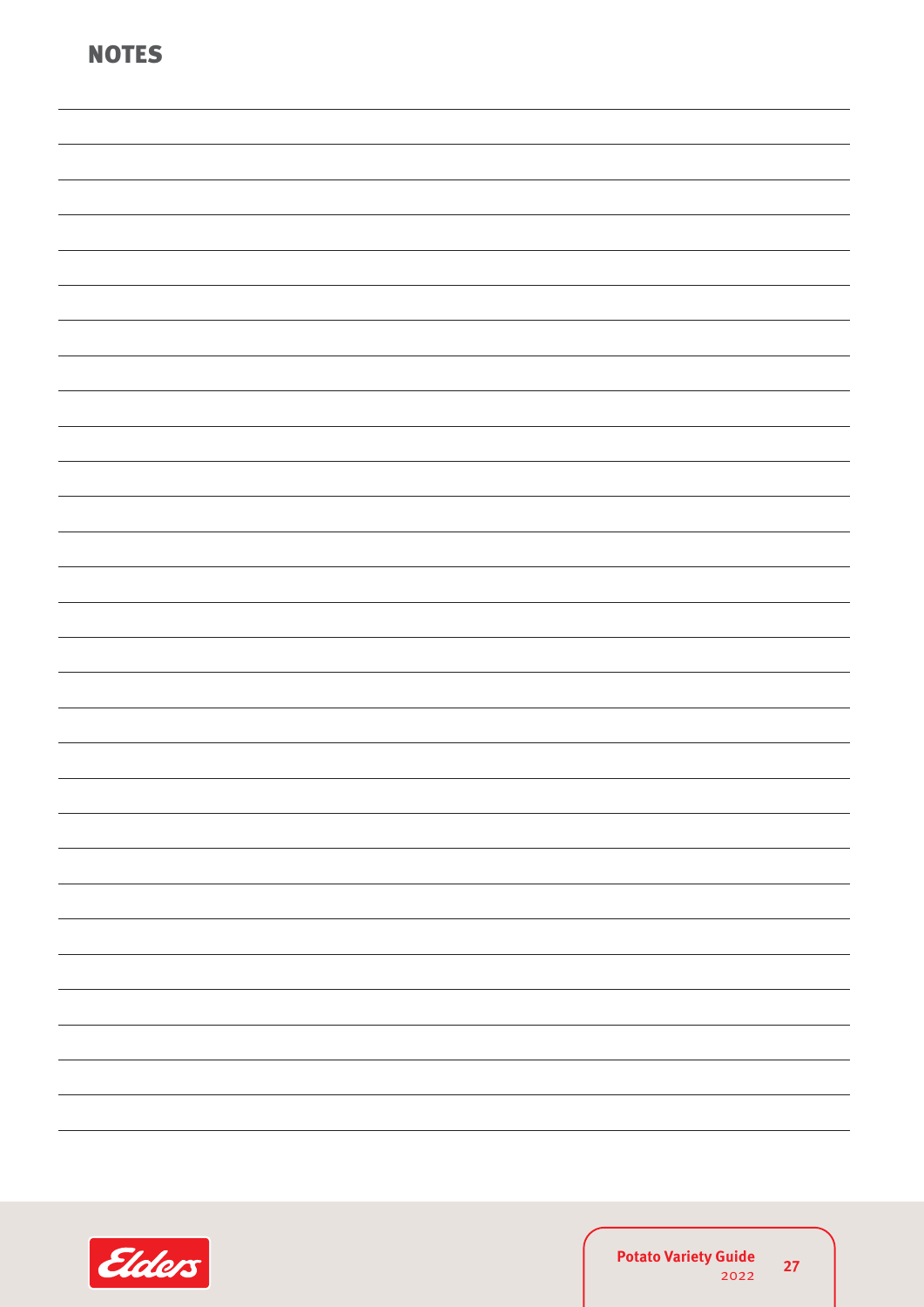## NOTES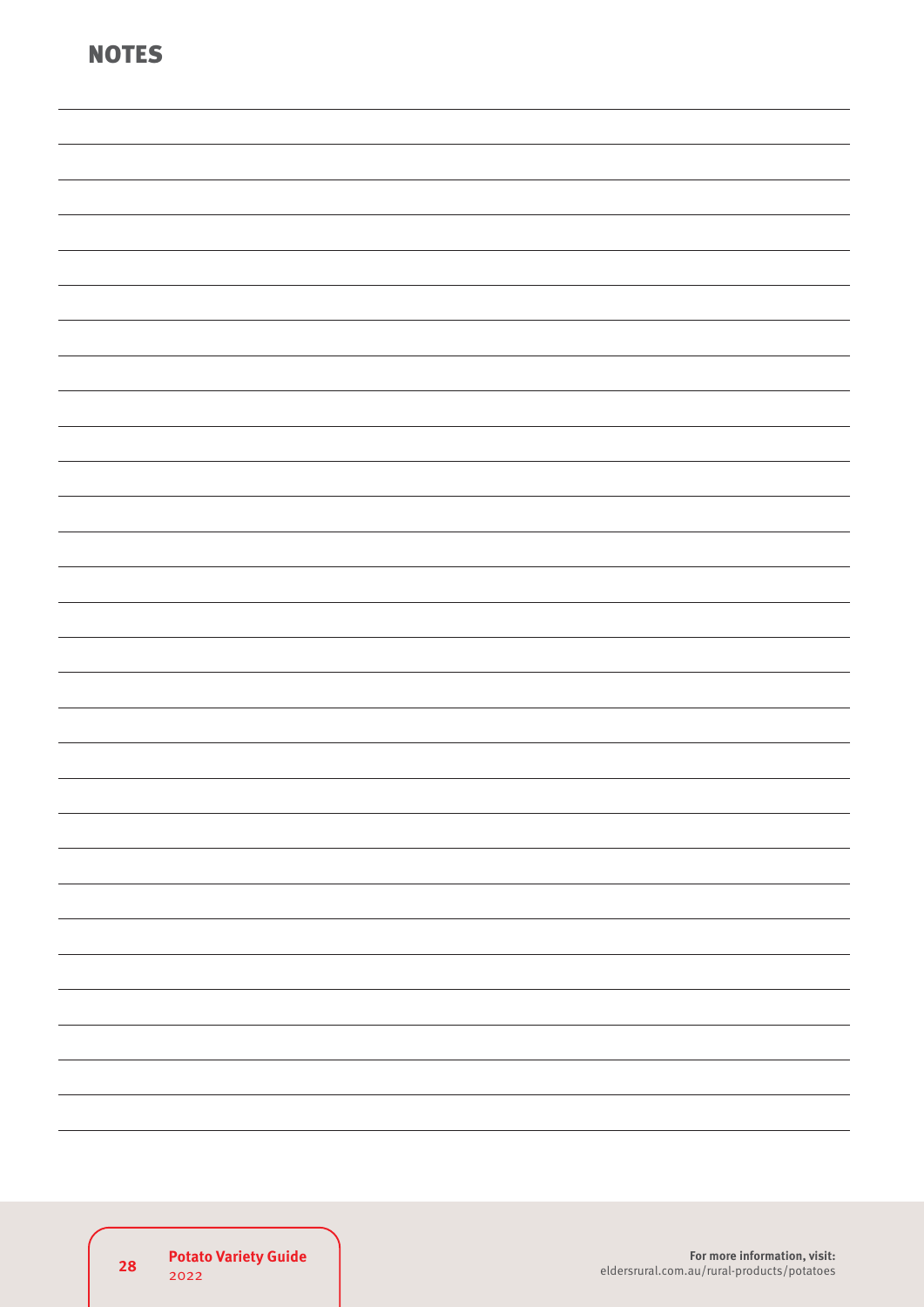## NOTES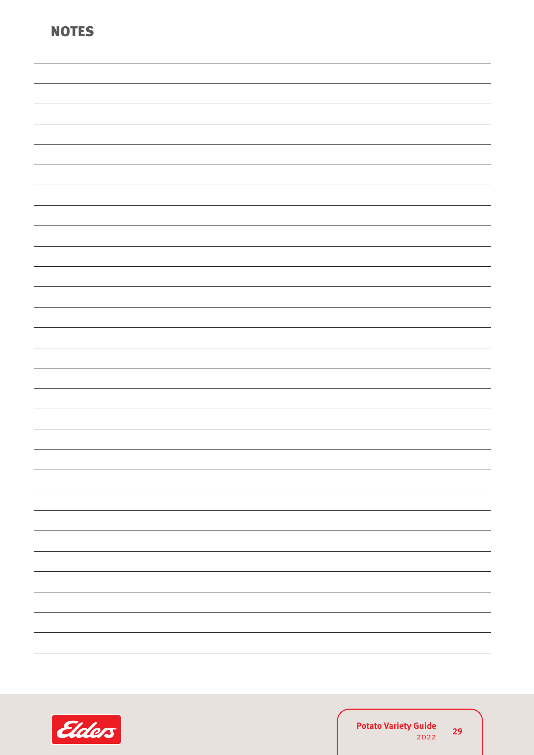# NOTES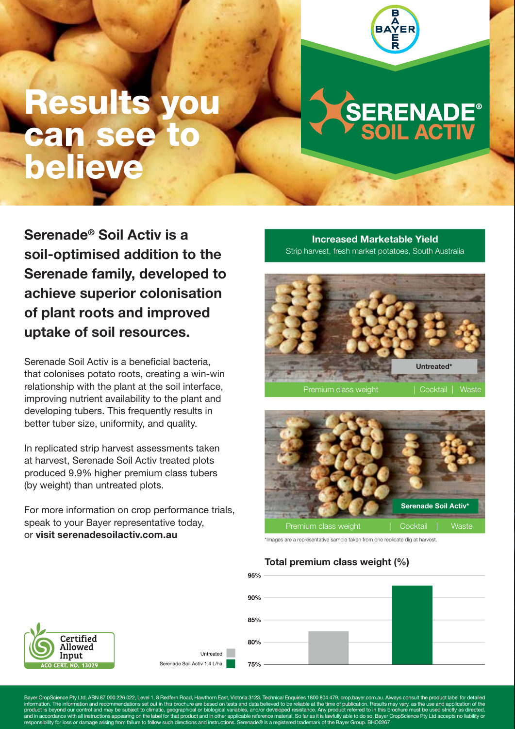# Results you can see to believe

BAYER

SERENADE® SOIL ACTIV

**Serenade® Soil Activ is a soil-optimised addition to the Serenade family, developed to achieve superior colonisation of plant roots and improved uptake of soil resources.**

Serenade Soil Activ is a beneficial bacteria, that colonises potato roots, creating a win-win relationship with the plant at the soil interface, improving nutrient availability to the plant and developing tubers. This frequently results in better tuber size, uniformity, and quality.

In replicated strip harvest assessments taken at harvest, Serenade Soil Activ treated plots produced 9.9% higher premium class tubers (by weight) than untreated plots.

For more information on crop performance trials, speak to your Bayer representative today, or **visit serenadesoilactiv.com.au**

## Increased Marketable Yield

Strip harvest, fresh market potatoes, South Australia

Untreated*

Premium class weight | Cocktail | Waste

Serenade Soil Activ*

Premium class weight | Cocktail | Waste

*Images are a representative sample taken from one replicate dig at harvest.

### Total premium class weight (%)

95%, 90%, 85%, 80%, 75%

Untreated

Serenade Soil Activ 1.4 L/ha

Certified Allowed Input
ACO CERT. NO. 13029

Bayer CropScience Pty Ltd, ABN 87 000 226 022, Level 1, 8 Redfern Road, Hawthorn East, Victoria 3123. Technical Enquiries 1800 804 479. crop.bayer.com.au. Always consult the product label for detailed information. The information and recommendations set out in this brochure are based on tests and data believed to be reliable at the time of publication. Results may vary, as the use and application of the product is beyond our control and may be subject to climatic, geographical or biological variables, and/or developed resistance. Any product referred to in this brochure must be used strictly as directed, and in accordance with all instructions appearing on the label for that product and in other applicable reference material. So far as it is lawfully able to do so, Bayer CropScience Pty Ltd accepts no liability or responsibility for loss or damage arising from failure to follow such directions and instructions. Serenade® is a registered trademark of the Bayer Group. BHO0267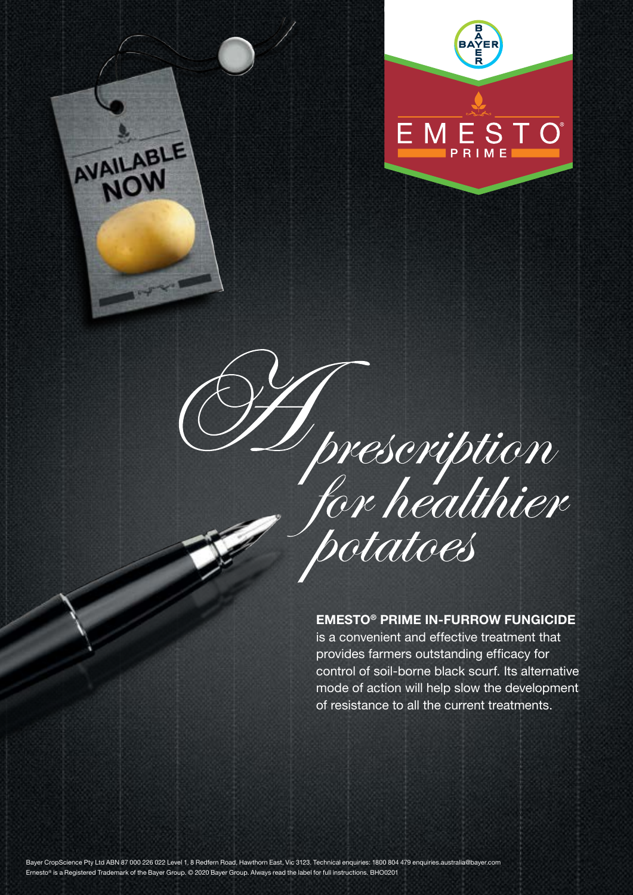AVAILABLE NOW

EMESTO® PRIME

# *A prescription for healthier potatoes*

**EMESTO® PRIME IN-FURROW FUNGICIDE** is a convenient and effective treatment that provides farmers outstanding efficacy for control of soil-borne black scurf. Its alternative mode of action will help slow the development of resistance to all the current treatments.

Bayer CropScience Pty Ltd ABN 87 000 226 022 Level 1, 8 Redfern Road, Hawthorn East, Vic 3123. Technical enquiries: 1800 804 479 enquiries.australia@bayer.com
Ernesto® is a Registered Trademark of the Bayer Group. © 2020 Bayer Group. Always read the label for full instructions. BHO0201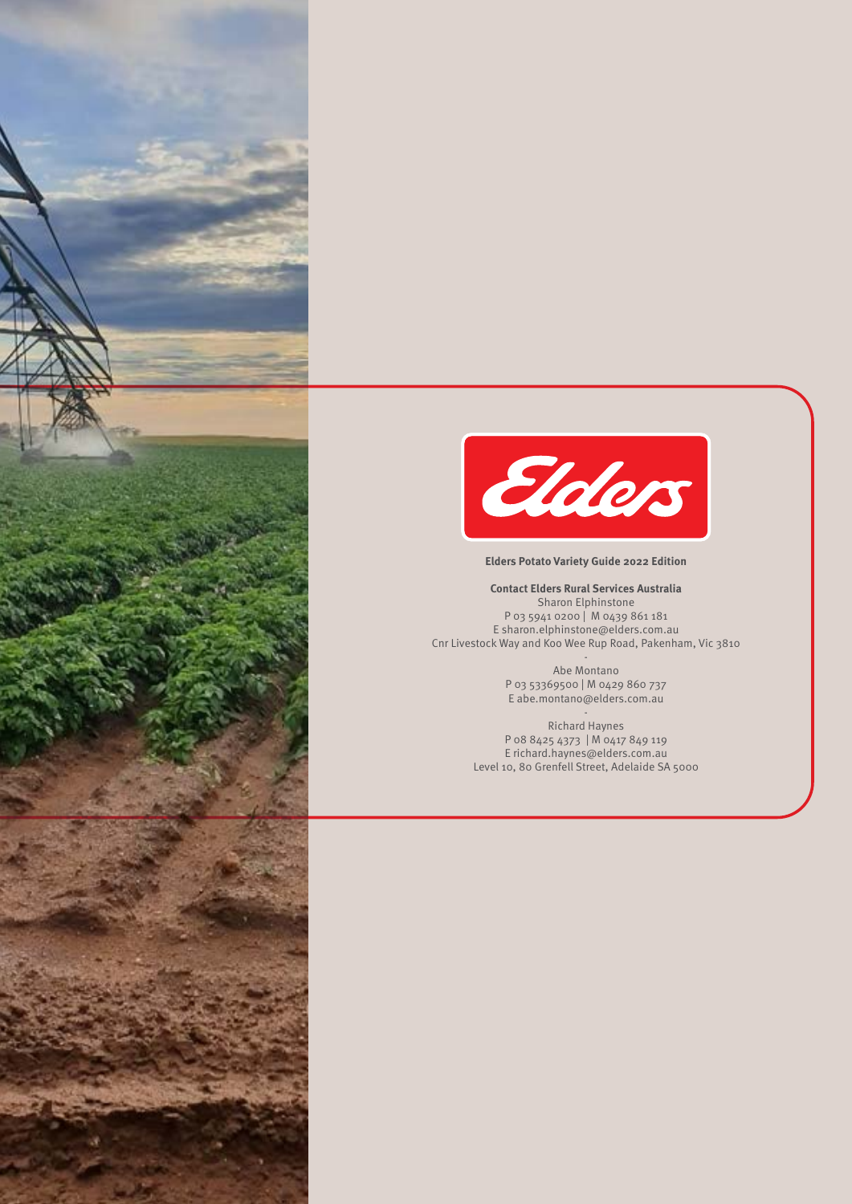Elders

**Elders Potato Variety Guide 2022 Edition**

**Contact Elders Rural Services Australia**

Sharon Elphinstone
P 03 5941 0200 | M 0439 861 181
E sharon.elphinstone@elders.com.au
Cnr Livestock Way and Koo Wee Rup Road, Pakenham, Vic 3810

-

Abe Montano
P 03 53369500 | M 0429 860 737
E abe.montano@elders.com.au

-

Richard Haynes
P 08 8425 4373 | M 0417 849 119
E richard.haynes@elders.com.au
Level 10, 80 Grenfell Street, Adelaide SA 5000